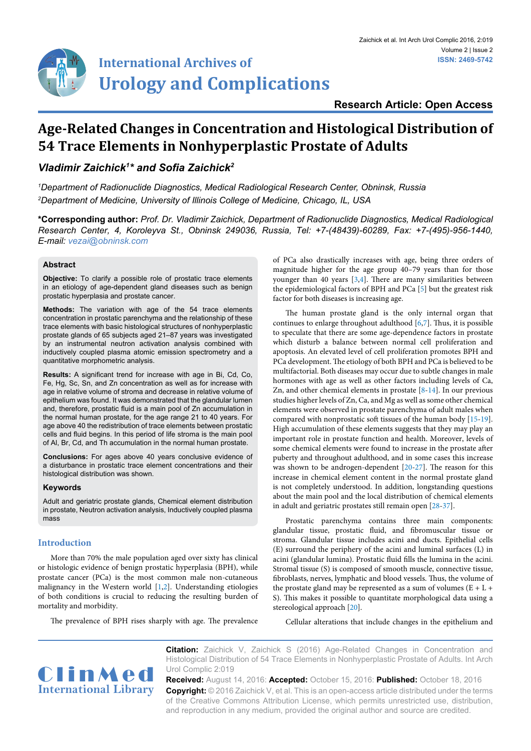# Age-Related Changes in Concentration and Histological Distribution of 54 Trace Elements in Nonhyperplastic Prostate of Adults

***Vladimir Zaichick[1]\* and Sofia Zaichick[2]***

*[1]Department of Radionuclide Diagnostics, Medical Radiological Research Center, Obninsk, Russia*

*[2]Department of Medicine, University of Illinois College of Medicine, Chicago, IL, USA*

**\*Corresponding author:** *Prof. Dr. Vladimir Zaichick, Department of Radionuclide Diagnostics, Medical Radiological Research Center, 4, Koroleyva St., Obninsk 249036, Russia, Tel: +7-(48439)-60289, Fax: +7-(495)-956-1440, E-mail: vezai@obninsk.com*

## Abstract

**Objective:** To clarify a possible role of prostatic trace elements in an etiology of age-dependent gland diseases such as benign prostatic hyperplasia and prostate cancer.

**Methods:** The variation with age of the 54 trace elements concentration in prostatic parenchyma and the relationship of these trace elements with basic histological structures of nonhyperplastic prostate glands of 65 subjects aged 21–87 years was investigated by an instrumental neutron activation analysis combined with inductively coupled plasma atomic emission spectrometry and a quantitative morphometric analysis.

**Results:** A significant trend for increase with age in Bi, Cd, Co, Fe, Hg, Sc, Sn, and Zn concentration as well as for increase with age in relative volume of stroma and decrease in relative volume of epithelium was found. It was demonstrated that the glandular lumen and, therefore, prostatic fluid is a main pool of Zn accumulation in the normal human prostate, for the age range 21 to 40 years. For age above 40 the redistribution of trace elements between prostatic cells and fluid begins. In this period of life stroma is the main pool of Al, Br, Cd, and Th accumulation in the normal human prostate.

**Conclusions:** For ages above 40 years conclusive evidence of a disturbance in prostatic trace element concentrations and their histological distribution was shown.

### Keywords

Adult and geriatric prostate glands, Chemical element distribution in prostate, Neutron activation analysis, Inductively coupled plasma mass

## Introduction

More than 70% the male population aged over sixty has clinical or histologic evidence of benign prostatic hyperplasia (BPH), while prostate cancer (PCa) is the most common male non-cutaneous malignancy in the Western world [1,2]. Understanding etiologies of both conditions is crucial to reducing the resulting burden of mortality and morbidity.

The prevalence of BPH rises sharply with age. The prevalence of PCa also drastically increases with age, being three orders of magnitude higher for the age group 40–79 years than for those younger than 40 years [3,4]. There are many similarities between the epidemiological factors of BPH and PCa [5] but the greatest risk factor for both diseases is increasing age.

The human prostate gland is the only internal organ that continues to enlarge throughout adulthood [6,7]. Thus, it is possible to speculate that there are some age-dependence factors in prostate which disturb a balance between normal cell proliferation and apoptosis. An elevated level of cell proliferation promotes BPH and PCa development. The etiology of both BPH and PCa is believed to be multifactorial. Both diseases may occur due to subtle changes in male hormones with age as well as other factors including levels of Ca, Zn, and other chemical elements in prostate [8-14]. In our previous studies higher levels of Zn, Ca, and Mg as well as some other chemical elements were observed in prostate parenchyma of adult males when compared with nonprostatic soft tissues of the human body [15-19]. High accumulation of these elements suggests that they may play an important role in prostate function and health. Moreover, levels of some chemical elements were found to increase in the prostate after puberty and throughout adulthood, and in some cases this increase was shown to be androgen-dependent [20-27]. The reason for this increase in chemical element content in the normal prostate gland is not completely understood. In addition, longstanding questions about the main pool and the local distribution of chemical elements in adult and geriatric prostates still remain open [28-37].

Prostatic parenchyma contains three main components: glandular tissue, prostatic fluid, and fibromuscular tissue or stroma. Glandular tissue includes acini and ducts. Epithelial cells (E) surround the periphery of the acini and luminal surfaces (L) in acini (glandular lumina). Prostatic fluid fills the lumina in the acini. Stromal tissue (S) is composed of smooth muscle, connective tissue, fibroblasts, nerves, lymphatic and blood vessels. Thus, the volume of the prostate gland may be represented as a sum of volumes (E + L + S). This makes it possible to quantitate morphological data using a stereological approach [20].

Cellular alterations that include changes in the epithelium and

**Citation:** Zaichick V, Zaichick S (2016) Age-Related Changes in Concentration and Histological Distribution of 54 Trace Elements in Nonhyperplastic Prostate of Adults. Int Arch Urol Complic 2:019

**Received:** August 14, 2016: **Accepted:** October 15, 2016: **Published:** October 18, 2016

**Copyright:** © 2016 Zaichick V, et al. This is an open-access article distributed under the terms of the Creative Commons Attribution License, which permits unrestricted use, distribution, and reproduction in any medium, provided the original author and source are credited.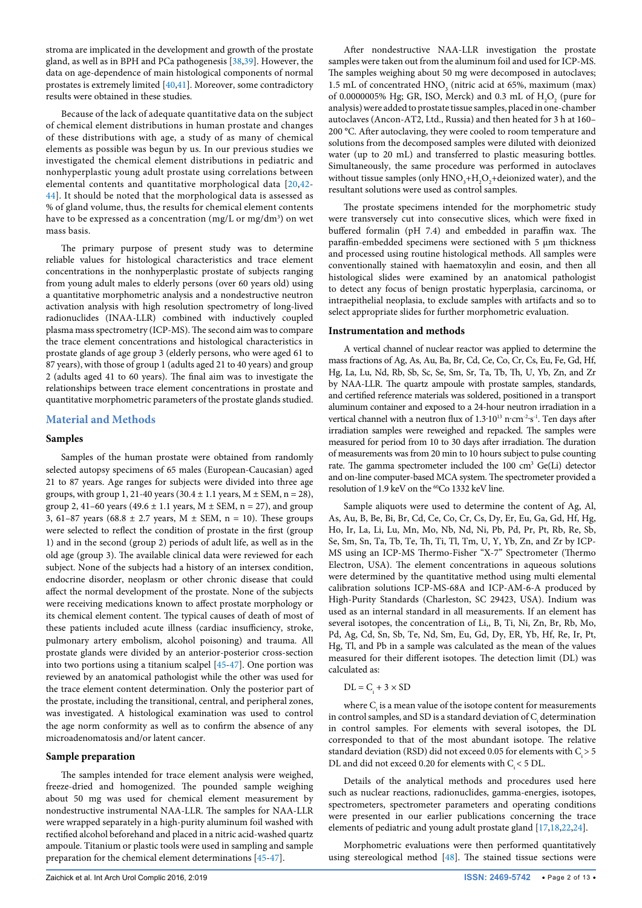stroma are implicated in the development and growth of the prostate gland, as well as in BPH and PCa pathogenesis [38,39]. However, the data on age-dependence of main histological components of normal prostates is extremely limited [40,41]. Moreover, some contradictory results were obtained in these studies.

Because of the lack of adequate quantitative data on the subject of chemical element distributions in human prostate and changes of these distributions with age, a study of as many of chemical elements as possible was begun by us. In our previous studies we investigated the chemical element distributions in pediatric and nonhyperplastic young adult prostate using correlations between elemental contents and quantitative morphological data [20,42-44]. It should be noted that the morphological data is assessed as % of gland volume, thus, the results for chemical element contents have to be expressed as a concentration (mg/L or mg/dm$^3$) on wet mass basis.

The primary purpose of present study was to determine reliable values for histological characteristics and trace element concentrations in the nonhyperplastic prostate of subjects ranging from young adult males to elderly persons (over 60 years old) using a quantitative morphometric analysis and a nondestructive neutron activation analysis with high resolution spectrometry of long-lived radionuclides (INAA-LLR) combined with inductively coupled plasma mass spectrometry (ICP-MS). The second aim was to compare the trace element concentrations and histological characteristics in prostate glands of age group 3 (elderly persons, who were aged 61 to 87 years), with those of group 1 (adults aged 21 to 40 years) and group 2 (adults aged 41 to 60 years). The final aim was to investigate the relationships between trace element concentrations in prostate and quantitative morphometric parameters of the prostate glands studied.

## Material and Methods

### Samples

Samples of the human prostate were obtained from randomly selected autopsy specimens of 65 males (European-Caucasian) aged 21 to 87 years. Age ranges for subjects were divided into three age groups, with group 1, 21-40 years (30.4 ± 1.1 years, M ± SEM, n = 28), group 2, 41–60 years (49.6 ± 1.1 years, M ± SEM, n = 27), and group 3, 61–87 years (68.8 ± 2.7 years, M ± SEM, n = 10). These groups were selected to reflect the condition of prostate in the first (group 1) and in the second (group 2) periods of adult life, as well as in the old age (group 3). The available clinical data were reviewed for each subject. None of the subjects had a history of an intersex condition, endocrine disorder, neoplasm or other chronic disease that could affect the normal development of the prostate. None of the subjects were receiving medications known to affect prostate morphology or its chemical element content. The typical causes of death of most of these patients included acute illness (cardiac insufficiency, stroke, pulmonary artery embolism, alcohol poisoning) and trauma. All prostate glands were divided by an anterior-posterior cross-section into two portions using a titanium scalpel [45-47]. One portion was reviewed by an anatomical pathologist while the other was used for the trace element content determination. Only the posterior part of the prostate, including the transitional, central, and peripheral zones, was investigated. A histological examination was used to control the age norm conformity as well as to confirm the absence of any microadenomatosis and/or latent cancer.

### Sample preparation

The samples intended for trace element analysis were weighed, freeze-dried and homogenized. The pounded sample weighing about 50 mg was used for chemical element measurement by nondestructive instrumental NAA-LLR. The samples for NAA-LLR were wrapped separately in a high-purity aluminum foil washed with rectified alcohol beforehand and placed in a nitric acid-washed quartz ampoule. Titanium or plastic tools were used in sampling and sample preparation for the chemical element determinations [45-47].

After nondestructive NAA-LLR investigation the prostate samples were taken out from the aluminum foil and used for ICP-MS. The samples weighing about 50 mg were decomposed in autoclaves; 1.5 mL of concentrated $HNO_3$ (nitric acid at 65%, maximum (max) of 0.0000005% Hg; GR, ISO, Merck) and 0.3 mL of $H_2O_2$ (pure for analysis) were added to prostate tissue samples, placed in one-chamber autoclaves (Ancon-AT2, Ltd., Russia) and then heated for 3 h at 160–200 °C. After autoclaving, they were cooled to room temperature and solutions from the decomposed samples were diluted with deionized water (up to 20 mL) and transferred to plastic measuring bottles. Simultaneously, the same procedure was performed in autoclaves without tissue samples (only $HNO_3$+$H_2O_2$+deionized water), and the resultant solutions were used as control samples.

The prostate specimens intended for the morphometric study were transversely cut into consecutive slices, which were fixed in buffered formalin (pH 7.4) and embedded in paraffin wax. The paraffin-embedded specimens were sectioned with 5 µm thickness and processed using routine histological methods. All samples were conventionally stained with haematoxylin and eosin, and then all histological slides were examined by an anatomical pathologist to detect any focus of benign prostatic hyperplasia, carcinoma, or intraepithelial neoplasia, to exclude samples with artifacts and so to select appropriate slides for further morphometric evaluation.

### Instrumentation and methods

A vertical channel of nuclear reactor was applied to determine the mass fractions of Ag, As, Au, Ba, Br, Cd, Ce, Co, Cr, Cs, Eu, Fe, Gd, Hf, Hg, La, Lu, Nd, Rb, Sb, Sc, Se, Sm, Sr, Ta, Tb, Th, U, Yb, Zn, and Zr by NAA-LLR. The quartz ampoule with prostate samples, standards, and certified reference materials was soldered, positioned in a transport aluminum container and exposed to a 24-hour neutron irradiation in a vertical channel with a neutron flux of $1.3 \cdot 10^{13}$ $n \cdot cm^{-2} \cdot s^{-1}$. Ten days after irradiation samples were reweighed and repacked. The samples were measured for period from 10 to 30 days after irradiation. The duration of measurements was from 20 min to 10 hours subject to pulse counting rate. The gamma spectrometer included the 100 cm$^3$ Ge(Li) detector and on-line computer-based MCA system. The spectrometer provided a resolution of 1.9 keV on the $^{60}$Co 1332 keV line.

Sample aliquots were used to determine the content of Ag, Al, As, Au, B, Be, Bi, Br, Cd, Ce, Co, Cr, Cs, Dy, Er, Eu, Ga, Gd, Hf, Hg, Ho, Ir, La, Li, Lu, Mn, Mo, Nb, Nd, Ni, Pb, Pd, Pr, Pt, Rb, Re, Sb, Se, Sm, Sn, Ta, Tb, Te, Th, Ti, Tl, Tm, U, Y, Yb, Zn, and Zr by ICP-MS using an ICP-MS Thermo-Fisher "X-7" Spectrometer (Thermo Electron, USA). The element concentrations in aqueous solutions were determined by the quantitative method using multi elemental calibration solutions ICP-MS-68A and ICP-AM-6-A produced by High-Purity Standards (Charleston, SC 29423, USA). Indium was used as an internal standard in all measurements. If an element has several isotopes, the concentration of Li,, B, Ti, Ni, Zn, Br, Rb, Mo, Pd, Ag, Cd, Sn, Sb, Te, Nd, Sm, Eu, Gd, Dy, ER, Yb, Hf, Re, Ir, Pt, Hg, Tl, and Pb in a sample was calculated as the mean of the values measured for their different isotopes. The detection limit (DL) was calculated as:

$$DL = C_i + 3 \times SD$$

where $C_i$ is a mean value of the isotope content for measurements in control samples, and SD is a standard deviation of $C_i$ determination in control samples. For elements with several isotopes, the DL corresponded to that of the most abundant isotope. The relative standard deviation (RSD) did not exceed 0.05 for elements with $C_i > 5$ DL and did not exceed 0.20 for elements with $C_i < 5$ DL.

Details of the analytical methods and procedures used here such as nuclear reactions, radionuclides, gamma-energies, isotopes, spectrometers, spectrometer parameters and operating conditions were presented in our earlier publications concerning the trace elements of pediatric and young adult prostate gland [17,18,22,24].

Morphometric evaluations were then performed quantitatively using stereological method [48]. The stained tissue sections were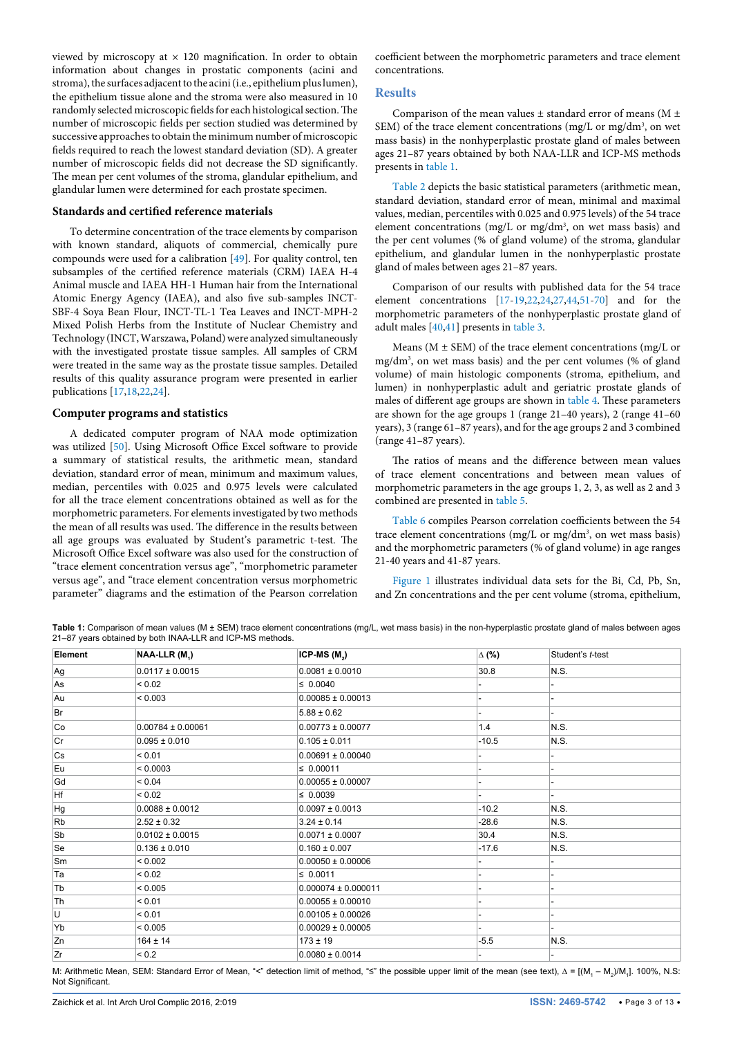viewed by microscopy at × 120 magnification. In order to obtain information about changes in prostatic components (acini and stroma), the surfaces adjacent to the acini (i.e., epithelium plus lumen), the epithelium tissue alone and the stroma were also measured in 10 randomly selected microscopic fields for each histological section. The number of microscopic fields per section studied was determined by successive approaches to obtain the minimum number of microscopic fields required to reach the lowest standard deviation (SD). A greater number of microscopic fields did not decrease the SD significantly. The mean per cent volumes of the stroma, glandular epithelium, and glandular lumen were determined for each prostate specimen.

### Standards and certified reference materials

To determine concentration of the trace elements by comparison with known standard, aliquots of commercial, chemically pure compounds were used for a calibration [49]. For quality control, ten subsamples of the certified reference materials (CRM) IAEA H-4 Animal muscle and IAEA HH-1 Human hair from the International Atomic Energy Agency (IAEA), and also five sub-samples INCT-SBF-4 Soya Bean Flour, INCT-TL-1 Tea Leaves and INCT-MPH-2 Mixed Polish Herbs from the Institute of Nuclear Chemistry and Technology (INCT, Warszawa, Poland) were analyzed simultaneously with the investigated prostate tissue samples. All samples of CRM were treated in the same way as the prostate tissue samples. Detailed results of this quality assurance program were presented in earlier publications [17,18,22,24].

### Computer programs and statistics

A dedicated computer program of NAA mode optimization was utilized [50]. Using Microsoft Office Excel software to provide a summary of statistical results, the arithmetic mean, standard deviation, standard error of mean, minimum and maximum values, median, percentiles with 0.025 and 0.975 levels were calculated for all the trace element concentrations obtained as well as for the morphometric parameters. For elements investigated by two methods the mean of all results was used. The difference in the results between all age groups was evaluated by Student's parametric t-test. The Microsoft Office Excel software was also used for the construction of "trace element concentration versus age", "morphometric parameter versus age", and "trace element concentration versus morphometric parameter" diagrams and the estimation of the Pearson correlation coefficient between the morphometric parameters and trace element concentrations.

## Results

Comparison of the mean values ± standard error of means (M ± SEM) of the trace element concentrations (mg/L or mg/dm$^3$, on wet mass basis) in the nonhyperplastic prostate gland of males between ages 21–87 years obtained by both NAA-LLR and ICP-MS methods presents in table 1.

Table 2 depicts the basic statistical parameters (arithmetic mean, standard deviation, standard error of mean, minimal and maximal values, median, percentiles with 0.025 and 0.975 levels) of the 54 trace element concentrations (mg/L or mg/dm$^3$, on wet mass basis) and the per cent volumes (% of gland volume) of the stroma, glandular epithelium, and glandular lumen in the nonhyperplastic prostate gland of males between ages 21–87 years.

Comparison of our results with published data for the 54 trace element concentrations [17-19,22,24,27,44,51-70] and for the morphometric parameters of the nonhyperplastic prostate gland of adult males [40,41] presents in table 3.

Means (M ± SEM) of the trace element concentrations (mg/L or mg/dm$^3$, on wet mass basis) and the per cent volumes (% of gland volume) of main histologic components (stroma, epithelium, and lumen) in nonhyperplastic adult and geriatric prostate glands of males of different age groups are shown in table 4. These parameters are shown for the age groups 1 (range 21–40 years), 2 (range 41–60 years), 3 (range 61–87 years), and for the age groups 2 and 3 combined (range 41–87 years).

The ratios of means and the difference between mean values of trace element concentrations and between mean values of morphometric parameters in the age groups 1, 2, 3, as well as 2 and 3 combined are presented in table 5.

Table 6 compiles Pearson correlation coefficients between the 54 trace element concentrations (mg/L or mg/dm$^3$, on wet mass basis) and the morphometric parameters (% of gland volume) in age ranges 21-40 years and 41-87 years.

Figure 1 illustrates individual data sets for the Bi, Cd, Pb, Sn, and Zn concentrations and the per cent volume (stroma, epithelium,

**Table 1:** Comparison of mean values (M ± SEM) trace element concentrations (mg/L, wet mass basis) in the non-hyperplastic prostate gland of males between ages 21–87 years obtained by both INAA-LLR and ICP-MS methods.

| Element | NAA-LLR ($M_1$) | ICP-MS ($M_2$) | Δ (%) | Student's *t*-test |
|---|---|---|---|---|
| Ag | 0.0117 ± 0.0015 | 0.0081 ± 0.0010 | 30.8 | N.S. |
| As | < 0.02 | ≤ 0.0040 | - | - |
| Au | < 0.003 | 0.00085 ± 0.00013 | - | - |
| Br | | 5.88 ± 0.62 | - | - |
| Co | 0.00784 ± 0.00061 | 0.00773 ± 0.00077 | 1.4 | N.S. |
| Cr | 0.095 ± 0.010 | 0.105 ± 0.011 | -10.5 | N.S. |
| Cs | < 0.01 | 0.00691 ± 0.00040 | - | - |
| Eu | < 0.0003 | ≤ 0.00011 | - | - |
| Gd | < 0.04 | 0.00055 ± 0.00007 | - | - |
| Hf | < 0.02 | ≤ 0.0039 | - | - |
| Hg | 0.0088 ± 0.0012 | 0.0097 ± 0.0013 | -10.2 | N.S. |
| Rb | 2.52 ± 0.32 | 3.24 ± 0.14 | -28.6 | N.S. |
| Sb | 0.0102 ± 0.0015 | 0.0071 ± 0.0007 | 30.4 | N.S. |
| Se | 0.136 ± 0.010 | 0.160 ± 0.007 | -17.6 | N.S. |
| Sm | < 0.002 | 0.00050 ± 0.00006 | - | - |
| Ta | < 0.02 | ≤ 0.0011 | - | - |
| Tb | < 0.005 | 0.000074 ± 0.000011 | - | - |
| Th | < 0.01 | 0.00055 ± 0.00010 | - | - |
| U | < 0.01 | 0.00105 ± 0.00026 | - | - |
| Yb | < 0.005 | 0.00029 ± 0.00005 | - | - |
| Zn | 164 ± 14 | 173 ± 19 | -5.5 | N.S. |
| Zr | < 0.2 | 0.0080 ± 0.0014 | - | - |

M: Arithmetic Mean, SEM: Standard Error of Mean, "<" detection limit of method, "≤" the possible upper limit of the mean (see text), $\Delta = [(M_1 - M_2)/M_1]$. 100%, N.S: Not Significant.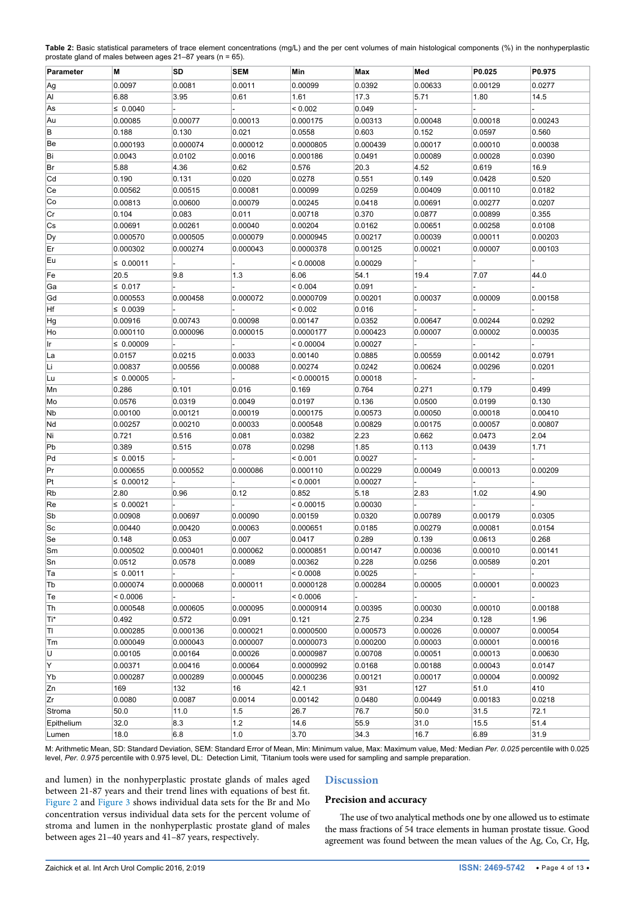**Table 2:** Basic statistical parameters of trace element concentrations (mg/L) and the per cent volumes of main histological components (%) in the nonhyperplastic prostate gland of males between ages 21–87 years (n = 65).

| Parameter | M | SD | SEM | Min | Max | Med | P0.025 | P0.975 |
|---|---|---|---|---|---|---|---|---|
| Ag | 0.0097 | 0.0081 | 0.0011 | 0.00099 | 0.0392 | 0.00633 | 0.00129 | 0.0277 |
| Al | 6.88 | 3.95 | 0.61 | 1.61 | 17.3 | 5.71 | 1.80 | 14.5 |
| As | ≤ 0.0040 | - | - | < 0.002 | 0.049 | - | - | - |
| Au | 0.00085 | 0.00077 | 0.00013 | 0.000175 | 0.00313 | 0.00048 | 0.00018 | 0.00243 |
| B | 0.188 | 0.130 | 0.021 | 0.0558 | 0.603 | 0.152 | 0.0597 | 0.560 |
| Be | 0.000193 | 0.000074 | 0.000012 | 0.0000805 | 0.000439 | 0.00017 | 0.00010 | 0.00038 |
| Bi | 0.0043 | 0.0102 | 0.0016 | 0.000186 | 0.0491 | 0.00089 | 0.00028 | 0.0390 |
| Br | 5.88 | 4.36 | 0.62 | 0.576 | 20.3 | 4.52 | 0.619 | 16.9 |
| Cd | 0.190 | 0.131 | 0.020 | 0.0278 | 0.551 | 0.149 | 0.0428 | 0.520 |
| Ce | 0.00562 | 0.00515 | 0.00081 | 0.00099 | 0.0259 | 0.00409 | 0.00110 | 0.0182 |
| Co | 0.00813 | 0.00600 | 0.00079 | 0.00245 | 0.0418 | 0.00691 | 0.00277 | 0.0207 |
| Cr | 0.104 | 0.083 | 0.011 | 0.00718 | 0.370 | 0.0877 | 0.00899 | 0.355 |
| Cs | 0.00691 | 0.00261 | 0.00040 | 0.00204 | 0.0162 | 0.00651 | 0.00258 | 0.0108 |
| Dy | 0.000570 | 0.000505 | 0.000079 | 0.0000945 | 0.00217 | 0.00039 | 0.00011 | 0.00203 |
| Er | 0.000302 | 0.000274 | 0.000043 | 0.0000378 | 0.00125 | 0.00021 | 0.00007 | 0.00103 |
| Eu | ≤ 0.00011 | - | - | < 0.00008 | 0.00029 | - | - | - |
| Fe | 20.5 | 9.8 | 1.3 | 6.06 | 54.1 | 19.4 | 7.07 | 44.0 |
| Ga | ≤ 0.017 | - | - | < 0.004 | 0.091 | - | - | - |
| Gd | 0.000553 | 0.000458 | 0.000072 | 0.0000709 | 0.00201 | 0.00037 | 0.00009 | 0.00158 |
| Hf | ≤ 0.0039 | - | - | < 0.002 | 0.016 | - | - | - |
| Hg | 0.00916 | 0.00743 | 0.00098 | 0.00147 | 0.0352 | 0.00647 | 0.00244 | 0.0292 |
| Ho | 0.000110 | 0.000096 | 0.000015 | 0.0000177 | 0.000423 | 0.00007 | 0.00002 | 0.00035 |
| Ir | ≤ 0.00009 | - | - | < 0.00004 | 0.00027 | - | - | - |
| La | 0.0157 | 0.0215 | 0.0033 | 0.00140 | 0.0885 | 0.00559 | 0.00142 | 0.0791 |
| Li | 0.00837 | 0.00556 | 0.00088 | 0.00274 | 0.0242 | 0.00624 | 0.00296 | 0.0201 |
| Lu | ≤ 0.00005 | - | - | < 0.000015 | 0.00018 | - | - | - |
| Mn | 0.286 | 0.101 | 0.016 | 0.169 | 0.764 | 0.271 | 0.179 | 0.499 |
| Mo | 0.0576 | 0.0319 | 0.0049 | 0.0197 | 0.136 | 0.0500 | 0.0199 | 0.130 |
| Nb | 0.00100 | 0.00121 | 0.00019 | 0.000175 | 0.00573 | 0.00050 | 0.00018 | 0.00410 |
| Nd | 0.00257 | 0.00210 | 0.00033 | 0.000548 | 0.00829 | 0.00175 | 0.00057 | 0.00807 |
| Ni | 0.721 | 0.516 | 0.081 | 0.0382 | 2.23 | 0.662 | 0.0473 | 2.04 |
| Pb | 0.389 | 0.515 | 0.078 | 0.0298 | 1.85 | 0.113 | 0.0439 | 1.71 |
| Pd | ≤ 0.0015 | - | - | < 0.001 | 0.0027 | - | - | - |
| Pr | 0.000655 | 0.000552 | 0.000086 | 0.000110 | 0.00229 | 0.00049 | 0.00013 | 0.00209 |
| Pt | ≤ 0.00012 | - | - | < 0.0001 | 0.00027 | - | - | - |
| Rb | 2.80 | 0.96 | 0.12 | 0.852 | 5.18 | 2.83 | 1.02 | 4.90 |
| Re | ≤ 0.00021 | - | - | < 0.00015 | 0.00030 | - | - | - |
| Sb | 0.00908 | 0.00697 | 0.00090 | 0.00159 | 0.0320 | 0.00789 | 0.00179 | 0.0305 |
| Sc | 0.00440 | 0.00420 | 0.00063 | 0.000651 | 0.0185 | 0.00279 | 0.00081 | 0.0154 |
| Se | 0.148 | 0.053 | 0.007 | 0.0417 | 0.289 | 0.139 | 0.0613 | 0.268 |
| Sm | 0.000502 | 0.000401 | 0.000062 | 0.0000851 | 0.00147 | 0.00036 | 0.00010 | 0.00141 |
| Sn | 0.0512 | 0.0578 | 0.0089 | 0.00362 | 0.228 | 0.0256 | 0.00589 | 0.201 |
| Ta | ≤ 0.0011 | - | - | < 0.0008 | 0.0025 | - | - | - |
| Tb | 0.000074 | 0.000068 | 0.000011 | 0.0000128 | 0.000284 | 0.00005 | 0.00001 | 0.00023 |
| Te | < 0.0006 | - | - | < 0.0006 | - | - | - | - |
| Th | 0.000548 | 0.000605 | 0.000095 | 0.0000914 | 0.00395 | 0.00030 | 0.00010 | 0.00188 |
| Ti* | 0.492 | 0.572 | 0.091 | 0.121 | 2.75 | 0.234 | 0.128 | 1.96 |
| Tl | 0.000285 | 0.000136 | 0.000021 | 0.0000500 | 0.000573 | 0.00026 | 0.00007 | 0.00054 |
| Tm | 0.000049 | 0.000043 | 0.000007 | 0.0000073 | 0.000200 | 0.00003 | 0.00001 | 0.00016 |
| U | 0.00105 | 0.00164 | 0.00026 | 0.0000987 | 0.00708 | 0.00051 | 0.00013 | 0.00630 |
| Y | 0.00371 | 0.00416 | 0.00064 | 0.0000992 | 0.0168 | 0.00188 | 0.00043 | 0.0147 |
| Yb | 0.000287 | 0.000289 | 0.000045 | 0.0000236 | 0.00121 | 0.00017 | 0.00004 | 0.00092 |
| Zn | 169 | 132 | 16 | 42.1 | 931 | 127 | 51.0 | 410 |
| Zr | 0.0080 | 0.0087 | 0.0014 | 0.00142 | 0.0480 | 0.00449 | 0.00183 | 0.0218 |
| Stroma | 50.0 | 11.0 | 1.5 | 26.7 | 76.7 | 50.0 | 31.5 | 72.1 |
| Epithelium | 32.0 | 8.3 | 1.2 | 14.6 | 55.9 | 31.0 | 15.5 | 51.4 |
| Lumen | 18.0 | 6.8 | 1.0 | 3.70 | 34.3 | 16.7 | 6.89 | 31.9 |

M: Arithmetic Mean, SD: Standard Deviation, SEM: Standard Error of Mean, Min: Minimum value, Max: Maximum value, Med: Median *Per. 0.025* percentile with 0.025 level, *Per. 0.975* percentile with 0.975 level, DL: Detection Limit, *Titanium tools were used for sampling and sample preparation.

and lumen) in the nonhyperplastic prostate glands of males aged between 21-87 years and their trend lines with equations of best fit. Figure 2 and Figure 3 shows individual data sets for the Br and Mo concentration versus individual data sets for the percent volume of stroma and lumen in the nonhyperplastic prostate gland of males between ages 21–40 years and 41–87 years, respectively.

## Discussion

### Precision and accuracy

The use of two analytical methods one by one allowed us to estimate the mass fractions of 54 trace elements in human prostate tissue. Good agreement was found between the mean values of the Ag, Co, Cr, Hg,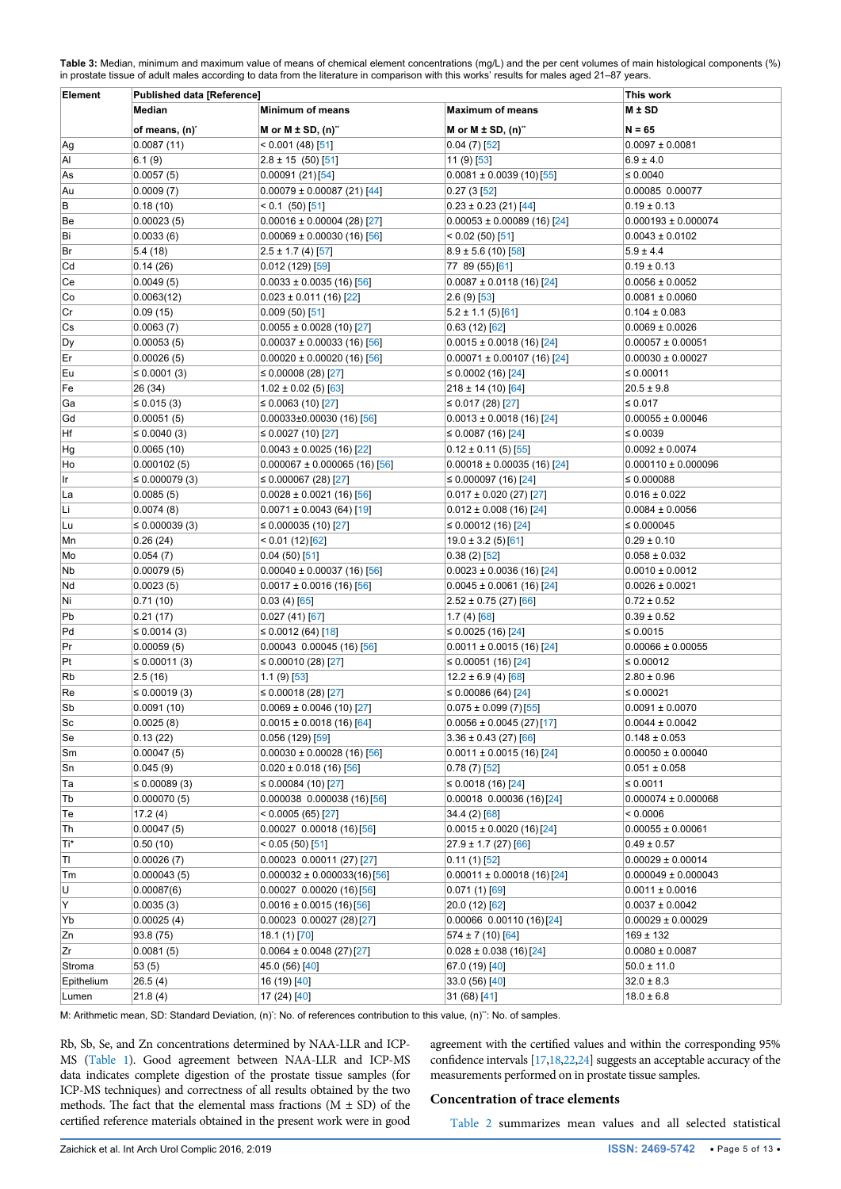**Table 3:** Median, minimum and maximum value of means of chemical element concentrations (mg/L) and the per cent volumes of main histological components (%) in prostate tissue of adult males according to data from the literature in comparison with this works' results for males aged 21–87 years.

| Element | Published data [Reference] | | | This work |
|---|---|---|---|---|
| | Median | Minimum of means | Maximum of means | M ± SD |
| | of means, (n)* | M or M ± SD, (n)** | M or M ± SD, (n)** | N = 65 |
| Ag | 0.0087 (11) | < 0.001 (48) [51] | 0.04 (7) [52] | 0.0097 ± 0.0081 |
| Al | 6.1 (9) | 2.8 ± 15 (50) [51] | 11 (9) [53] | 6.9 ± 4.0 |
| As | 0.0057 (5) | 0.00091 (21) [54] | 0.0081 ± 0.0039 (10) [55] | ≤ 0.0040 |
| Au | 0.0009 (7) | 0.00079 ± 0.00087 (21) [44] | 0.27 (3 [52] | 0.00085 0.00077 |
| B | 0.18 (10) | < 0.1 (50) [51] | 0.23 ± 0.23 (21) [44] | 0.19 ± 0.13 |
| Be | 0.00023 (5) | 0.00016 ± 0.00004 (28) [27] | 0.00053 ± 0.00089 (16) [24] | 0.000193 ± 0.000074 |
| Bi | 0.0033 (6) | 0.00069 ± 0.00030 (16) [56] | < 0.02 (50) [51] | 0.0043 ± 0.0102 |
| Br | 5.4 (18) | 2.5 ± 1.7 (4) [57] | 8.9 ± 5.6 (10) [58] | 5.9 ± 4.4 |
| Cd | 0.14 (26) | 0.012 (129) [59] | 77 89 (55) [61] | 0.19 ± 0.13 |
| Ce | 0.0049 (5) | 0.0033 ± 0.0035 (16) [56] | 0.0087 ± 0.0118 (16) [24] | 0.0056 ± 0.0052 |
| Co | 0.0063(12) | 0.023 ± 0.011 (16) [22] | 2.6 (9) [53] | 0.0081 ± 0.0060 |
| Cr | 0.09 (15) | 0.009 (50) [51] | 5.2 ± 1.1 (5) [61] | 0.104 ± 0.083 |
| Cs | 0.0063 (7) | 0.0055 ± 0.0028 (10) [27] | 0.63 (12) [62] | 0.0069 ± 0.0026 |
| Dy | 0.00053 (5) | 0.00037 ± 0.00033 (16) [56] | 0.0015 ± 0.0018 (16) [24] | 0.00057 ± 0.00051 |
| Er | 0.00026 (5) | 0.00020 ± 0.00020 (16) [56] | 0.00071 ± 0.00107 (16) [24] | 0.00030 ± 0.00027 |
| Eu | ≤ 0.0001 (3) | ≤ 0.00008 (28) [27] | ≤ 0.0002 (16) [24] | ≤ 0.00011 |
| Fe | 26 (34) | 1.02 ± 0.02 (5) [63] | 218 ± 14 (10) [64] | 20.5 ± 9.8 |
| Ga | ≤ 0.015 (3) | ≤ 0.0063 (10) [27] | ≤ 0.017 (28) [27] | ≤ 0.017 |
| Gd | 0.00051 (5) | 0.00033±0.00030 (16) [56] | 0.0013 ± 0.0018 (16) [24] | 0.00055 ± 0.00046 |
| Hf | ≤ 0.0040 (3) | ≤ 0.0027 (10) [27] | ≤ 0.0087 (16) [24] | ≤ 0.0039 |
| Hg | 0.0065 (10) | 0.0043 ± 0.0025 (16) [22] | 0.12 ± 0.11 (5) [55] | 0.0092 ± 0.0074 |
| Ho | 0.000102 (5) | 0.000067 ± 0.000065 (16) [56] | 0.00018 ± 0.00035 (16) [24] | 0.000110 ± 0.000096 |
| Ir | ≤ 0.000079 (3) | ≤ 0.000067 (28) [27] | ≤ 0.000097 (16) [24] | ≤ 0.000088 |
| La | 0.0085 (5) | 0.0028 ± 0.0021 (16) [56] | 0.017 ± 0.020 (27) [27] | 0.016 ± 0.022 |
| Li | 0.0074 (8) | 0.0071 ± 0.0043 (64) [19] | 0.012 ± 0.008 (16) [24] | 0.0084 ± 0.0056 |
| Lu | ≤ 0.000039 (3) | ≤ 0.000035 (10) [27] | ≤ 0.00012 (16) [24] | ≤ 0.000045 |
| Mn | 0.26 (24) | < 0.01 (12) [62] | 19.0 ± 3.2 (5) [61] | 0.29 ± 0.10 |
| Mo | 0.054 (7) | 0.04 (50) [51] | 0.38 (2) [52] | 0.058 ± 0.032 |
| Nb | 0.00079 (5) | 0.00040 ± 0.00037 (16) [56] | 0.0023 ± 0.0036 (16) [24] | 0.0010 ± 0.0012 |
| Nd | 0.0023 (5) | 0.0017 ± 0.0016 (16) [56] | 0.0045 ± 0.0061 (16) [24] | 0.0026 ± 0.0021 |
| Ni | 0.71 (10) | 0.03 (4) [65] | 2.52 ± 0.75 (27) [66] | 0.72 ± 0.52 |
| Pb | 0.21 (17) | 0.027 (41) [67] | 1.7 (4) [68] | 0.39 ± 0.52 |
| Pd | ≤ 0.0014 (3) | ≤ 0.0012 (64) [18] | ≤ 0.0025 (16) [24] | ≤ 0.0015 |
| Pr | 0.00059 (5) | 0.00043 0.00045 (16) [56] | 0.0011 ± 0.0015 (16) [24] | 0.00066 ± 0.00055 |
| Pt | ≤ 0.00011 (3) | ≤ 0.00010 (28) [27] | ≤ 0.00051 (16) [24] | ≤ 0.00012 |
| Rb | 2.5 (16) | 1.1 (9) [53] | 12.2 ± 6.9 (4) [68] | 2.80 ± 0.96 |
| Re | ≤ 0.00019 (3) | ≤ 0.00018 (28) [27] | ≤ 0.00086 (64) [24] | ≤ 0.00021 |
| Sb | 0.0091 (10) | 0.0069 ± 0.0046 (10) [27] | 0.075 ± 0.099 (7) [55] | 0.0091 ± 0.0070 |
| Sc | 0.0025 (8) | 0.0015 ± 0.0018 (16) [64] | 0.0056 ± 0.0045 (27) [17] | 0.0044 ± 0.0042 |
| Se | 0.13 (22) | 0.056 (129) [59] | 3.36 ± 0.43 (27) [66] | 0.148 ± 0.053 |
| Sm | 0.00047 (5) | 0.00030 ± 0.00028 (16) [56] | 0.0011 ± 0.0015 (16) [24] | 0.00050 ± 0.00040 |
| Sn | 0.045 (9) | 0.020 ± 0.018 (16) [56] | 0.78 (7) [52] | 0.051 ± 0.058 |
| Ta | ≤ 0.00089 (3) | ≤ 0.00084 (10) [27] | ≤ 0.0018 (16) [24] | ≤ 0.0011 |
| Tb | 0.000070 (5) | 0.000038 0.000038 (16) [56] | 0.00018 0.00036 (16) [24] | 0.000074 ± 0.000068 |
| Te | 17.2 (4) | < 0.0005 (65) [27] | 34.4 (2) [68] | < 0.0006 |
| Th | 0.00047 (5) | 0.00027 0.00018 (16) [56] | 0.0015 ± 0.0020 (16) [24] | 0.00055 ± 0.00061 |
| Ti* | 0.50 (10) | < 0.05 (50) [51] | 27.9 ± 1.7 (27) [66] | 0.49 ± 0.57 |
| Tl | 0.00026 (7) | 0.00023 0.00011 (27) [27] | 0.11 (1) [52] | 0.00029 ± 0.00014 |
| Tm | 0.000043 (5) | 0.000032 ± 0.000033(16) [56] | 0.00011 ± 0.00018 (16) [24] | 0.000049 ± 0.000043 |
| U | 0.00087(6) | 0.00027 0.00020 (16) [56] | 0.071 (1) [69] | 0.0011 ± 0.0016 |
| Y | 0.0035 (3) | 0.0016 ± 0.0015 (16) [56] | 20.0 (12) [62] | 0.0037 ± 0.0042 |
| Yb | 0.00025 (4) | 0.00023 0.00027 (28) [27] | 0.00066 0.00110 (16) [24] | 0.00029 ± 0.00029 |
| Zn | 93.8 (75) | 18.1 (1) [70] | 574 ± 7 (10) [64] | 169 ± 132 |
| Zr | 0.0081 (5) | 0.0064 ± 0.0048 (27) [27] | 0.028 ± 0.038 (16) [24] | 0.0080 ± 0.0087 |
| Stroma | 53 (5) | 45.0 (56) [40] | 67.0 (19) [40] | 50.0 ± 11.0 |
| Epithelium | 26.5 (4) | 16 (19) [40] | 33.0 (56) [40] | 32.0 ± 8.3 |
| Lumen | 21.8 (4) | 17 (24) [40] | 31 (68) [41] | 18.0 ± 6.8 |

M: Arithmetic mean, SD: Standard Deviation, (n)*: No. of references contribution to this value, (n)**: No. of samples.

Rb, Sb, Se, and Zn concentrations determined by NAA-LLR and ICP-MS (Table 1). Good agreement between NAA-LLR and ICP-MS data indicates complete digestion of the prostate tissue samples (for ICP-MS techniques) and correctness of all results obtained by the two methods. The fact that the elemental mass fractions (M ± SD) of the certified reference materials obtained in the present work were in good agreement with the certified values and within the corresponding 95% confidence intervals [17,18,22,24] suggests an acceptable accuracy of the measurements performed on in prostate tissue samples.

## Concentration of trace elements

Table 2 summarizes mean values and all selected statistical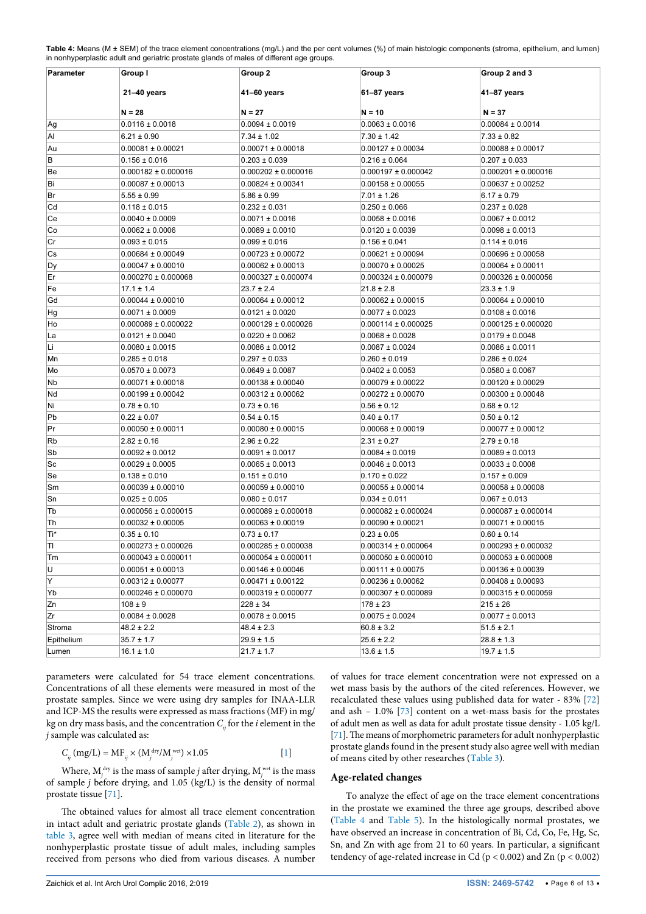**Table 4:** Means (M ± SEM) of the trace element concentrations (mg/L) and the per cent volumes (%) of main histologic components (stroma, epithelium, and lumen) in nonhyperplastic adult and geriatric prostate glands of males of different age groups.

| Parameter | Group I<br>21–40 years<br>N = 28 | Group 2<br>41–60 years<br>N = 27 | Group 3<br>61–87 years<br>N = 10 | Group 2 and 3<br>41–87 years<br>N = 37 |
|---|---|---|---|---|
| Ag | 0.0116 ± 0.0018 | 0.0094 ± 0.0019 | 0.0063 ± 0.0016 | 0.00084 ± 0.0014 |
| Al | 6.21 ± 0.90 | 7.34 ± 1.02 | 7.30 ± 1.42 | 7.33 ± 0.82 |
| Au | 0.00081 ± 0.00021 | 0.00071 ± 0.00018 | 0.00127 ± 0.00034 | 0.00088 ± 0.00017 |
| B | 0.156 ± 0.016 | 0.203 ± 0.039 | 0.216 ± 0.064 | 0.207 ± 0.033 |
| Be | 0.000182 ± 0.000016 | 0.000202 ± 0.000016 | 0.000197 ± 0.000042 | 0.000201 ± 0.000016 |
| Bi | 0.00087 ± 0.00013 | 0.00824 ± 0.00341 | 0.00158 ± 0.00055 | 0.00637 ± 0.00252 |
| Br | 5.55 ± 0.99 | 5.86 ± 0.99 | 7.01 ± 1.26 | 6.17 ± 0.79 |
| Cd | 0.118 ± 0.015 | 0.232 ± 0.031 | 0.250 ± 0.066 | 0.237 ± 0.028 |
| Ce | 0.0040 ± 0.0009 | 0.0071 ± 0.0016 | 0.0058 ± 0.0016 | 0.0067 ± 0.0012 |
| Co | 0.0062 ± 0.0006 | 0.0089 ± 0.0010 | 0.0120 ± 0.0039 | 0.0098 ± 0.0013 |
| Cr | 0.093 ± 0.015 | 0.099 ± 0.016 | 0.156 ± 0.041 | 0.114 ± 0.016 |
| Cs | 0.00684 ± 0.00049 | 0.00723 ± 0.00072 | 0.00621 ± 0.00094 | 0.00696 ± 0.00058 |
| Dy | 0.00047 ± 0.00010 | 0.00062 ± 0.00013 | 0.00070 ± 0.00025 | 0.00064 ± 0.00011 |
| Er | 0.000270 ± 0.000068 | 0.000327 ± 0.000074 | 0.000324 ± 0.000079 | 0.000326 ± 0.000056 |
| Fe | 17.1 ± 1.4 | 23.7 ± 2.4 | 21.8 ± 2.8 | 23.3 ± 1.9 |
| Gd | 0.00044 ± 0.00010 | 0.00064 ± 0.00012 | 0.00062 ± 0.00015 | 0.00064 ± 0.00010 |
| Hg | 0.0071 ± 0.0009 | 0.0121 ± 0.0020 | 0.0077 ± 0.0023 | 0.0108 ± 0.0016 |
| Ho | 0.000089 ± 0.000022 | 0.000129 ± 0.000026 | 0.000114 ± 0.000025 | 0.000125 ± 0.000020 |
| La | 0.0121 ± 0.0040 | 0.0220 ± 0.0062 | 0.0068 ± 0.0028 | 0.0179 ± 0.0048 |
| Li | 0.0080 ± 0.0015 | 0.0086 ± 0.0012 | 0.0087 ± 0.0024 | 0.0086 ± 0.0011 |
| Mn | 0.285 ± 0.018 | 0.297 ± 0.033 | 0.260 ± 0.019 | 0.286 ± 0.024 |
| Mo | 0.0570 ± 0.0073 | 0.0649 ± 0.0087 | 0.0402 ± 0.0053 | 0.0580 ± 0.0067 |
| Nb | 0.00071 ± 0.00018 | 0.00138 ± 0.00040 | 0.00079 ± 0.00022 | 0.00120 ± 0.00029 |
| Nd | 0.00199 ± 0.00042 | 0.00312 ± 0.00062 | 0.00272 ± 0.00070 | 0.00300 ± 0.00048 |
| Ni | 0.78 ± 0.10 | 0.73 ± 0.16 | 0.56 ± 0.12 | 0.68 ± 0.12 |
| Pb | 0.22 ± 0.07 | 0.54 ± 0.15 | 0.40 ± 0.17 | 0.50 ± 0.12 |
| Pr | 0.00050 ± 0.00011 | 0.00080 ± 0.00015 | 0.00068 ± 0.00019 | 0.00077 ± 0.00012 |
| Rb | 2.82 ± 0.16 | 2.96 ± 0.22 | 2.31 ± 0.27 | 2.79 ± 0.18 |
| Sb | 0.0092 ± 0.0012 | 0.0091 ± 0.0017 | 0.0084 ± 0.0019 | 0.0089 ± 0.0013 |
| Sc | 0.0029 ± 0.0005 | 0.0065 ± 0.0013 | 0.0046 ± 0.0013 | 0.0033 ± 0.0008 |
| Se | 0.138 ± 0.010 | 0.151 ± 0.010 | 0.170 ± 0.022 | 0.157 ± 0.009 |
| Sm | 0.00039 ± 0.00010 | 0.00059 ± 0.00010 | 0.00055 ± 0.00014 | 0.00058 ± 0.00008 |
| Sn | 0.025 ± 0.005 | 0.080 ± 0.017 | 0.034 ± 0.011 | 0.067 ± 0.013 |
| Tb | 0.000056 ± 0.000015 | 0.000089 ± 0.000018 | 0.000082 ± 0.000024 | 0.000087 ± 0.000014 |
| Th | 0.00032 ± 0.00005 | 0.00063 ± 0.00019 | 0.00090 ± 0.00021 | 0.00071 ± 0.00015 |
| Ti* | 0.35 ± 0.10 | 0.73 ± 0.17 | 0.23 ± 0.05 | 0.60 ± 0.14 |
| Tl | 0.000273 ± 0.000026 | 0.000285 ± 0.000038 | 0.000314 ± 0.000064 | 0.000293 ± 0.000032 |
| Tm | 0.000043 ± 0.000011 | 0.000054 ± 0.000011 | 0.000050 ± 0.000010 | 0.000053 ± 0.000008 |
| U | 0.00051 ± 0.00013 | 0.00146 ± 0.00046 | 0.00111 ± 0.00075 | 0.00136 ± 0.00039 |
| Y | 0.00312 ± 0.00077 | 0.00471 ± 0.00122 | 0.00236 ± 0.00062 | 0.00408 ± 0.00093 |
| Yb | 0.000246 ± 0.000070 | 0.000319 ± 0.000077 | 0.000307 ± 0.000089 | 0.000315 ± 0.000059 |
| Zn | 108 ± 9 | 228 ± 34 | 178 ± 23 | 215 ± 26 |
| Zr | 0.0084 ± 0.0028 | 0.0078 ± 0.0015 | 0.0075 ± 0.0024 | 0.0077 ± 0.0013 |
| Stroma | 48.2 ± 2.2 | 48.4 ± 2.3 | 60.8 ± 3.2 | 51.5 ± 2.1 |
| Epithelium | 35.7 ± 1.7 | 29.9 ± 1.5 | 25.6 ± 2.2 | 28.8 ± 1.3 |
| Lumen | 16.1 ± 1.0 | 21.7 ± 1.7 | 13.6 ± 1.5 | 19.7 ± 1.5 |

parameters were calculated for 54 trace element concentrations. Concentrations of all these elements were measured in most of the prostate samples. Since we were using dry samples for INAA-LLR and ICP-MS the results were expressed as mass fractions (MF) in mg/kg on dry mass basis, and the concentration $C_{ij}$ for the *i* element in the *j* sample was calculated as:

$$C_{ij}\ (\text{mg/L}) = MF_{ij} \times (M_j^{dry}/M_j^{wet}) \times 1.05 \qquad [1]$$

Where, $M_j^{dry}$ is the mass of sample *j* after drying, $M_j^{wet}$ is the mass of sample *j* before drying, and 1.05 (kg/L) is the density of normal prostate tissue [71].

The obtained values for almost all trace element concentration in intact adult and geriatric prostate glands (Table 2), as shown in table 3, agree well with median of means cited in literature for the nonhyperplastic prostate tissue of adult males, including samples received from persons who died from various diseases. A number of values for trace element concentration were not expressed on a wet mass basis by the authors of the cited references. However, we recalculated these values using published data for water - 83% [72] and ash – 1.0% [73] content on a wet-mass basis for the prostates of adult men as well as data for adult prostate tissue density - 1.05 kg/L [71]. The means of morphometric parameters for adult nonhyperplastic prostate glands found in the present study also agree well with median of means cited by other researches (Table 3).

## Age-related changes

To analyze the effect of age on the trace element concentrations in the prostate we examined the three age groups, described above (Table 4 and Table 5). In the histologically normal prostates, we have observed an increase in concentration of Bi, Cd, Co, Fe, Hg, Sc, Sn, and Zn with age from 21 to 60 years. In particular, a significant tendency of age-related increase in Cd ($p < 0.002$) and Zn ($p < 0.002$)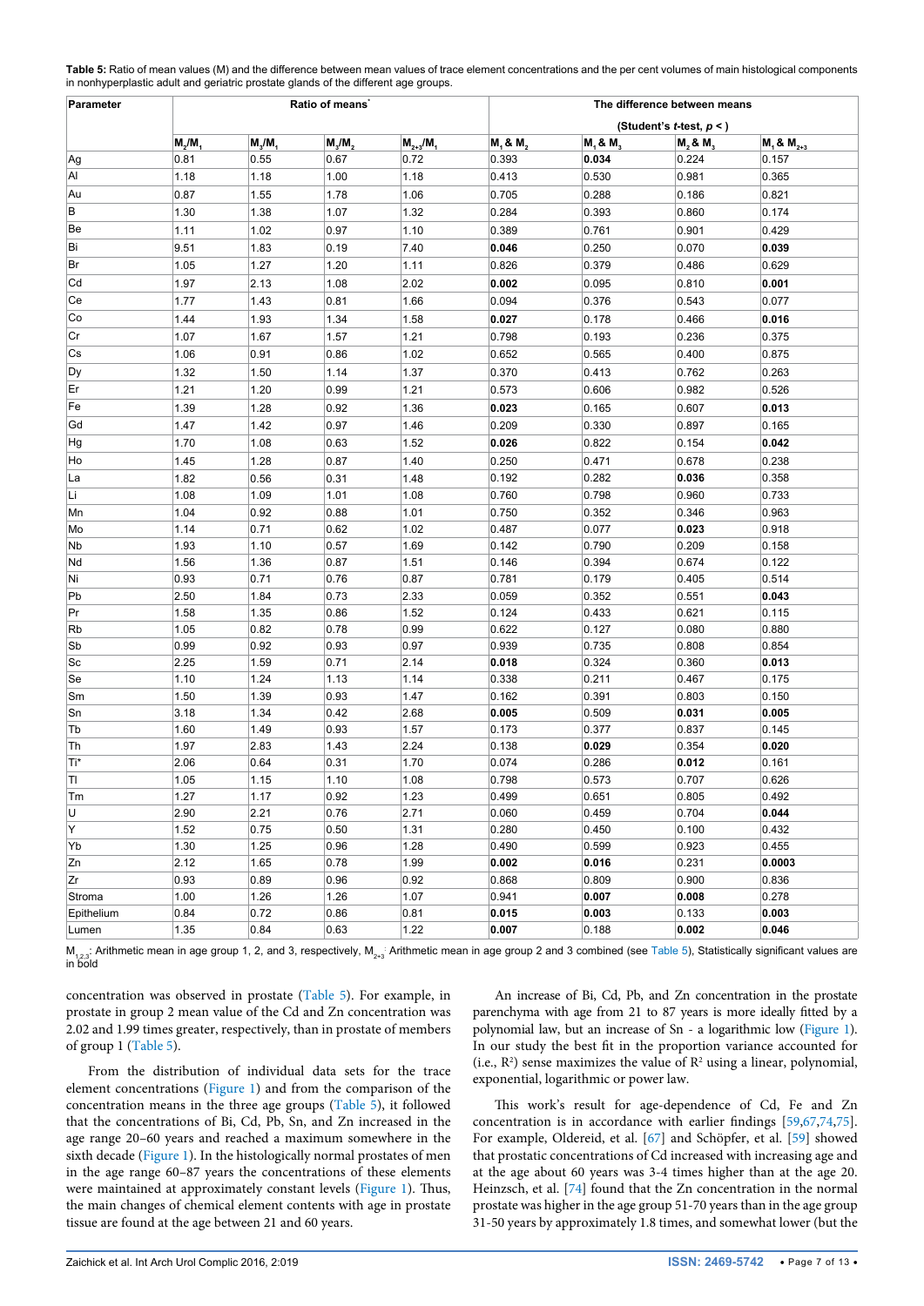**Table 5:** Ratio of mean values (M) and the difference between mean values of trace element concentrations and the per cent volumes of main histological components in nonhyperplastic adult and geriatric prostate glands of the different age groups.

| Parameter | Ratio of means* | | | | The difference between means (Student's *t*-test, $p <$ ) | | | |
|---|---|---|---|---|---|---|---|---|
| | $M_2/M_1$ | $M_3/M_1$ | $M_3/M_2$ | $M_{2+3}/M_1$ | $M_1$ & $M_2$ | $M_1$ & $M_3$ | $M_2$ & $M_3$ | $M_1$ & $M_{2+3}$ |
| Ag | 0.81 | 0.55 | 0.67 | 0.72 | 0.393 | **0.034** | 0.224 | 0.157 |
| Al | 1.18 | 1.18 | 1.00 | 1.18 | 0.413 | 0.530 | 0.981 | 0.365 |
| Au | 0.87 | 1.55 | 1.78 | 1.06 | 0.705 | 0.288 | 0.186 | 0.821 |
| B | 1.30 | 1.38 | 1.07 | 1.32 | 0.284 | 0.393 | 0.860 | 0.174 |
| Be | 1.11 | 1.02 | 0.97 | 1.10 | 0.389 | 0.761 | 0.901 | 0.429 |
| Bi | 9.51 | 1.83 | 0.19 | 7.40 | **0.046** | 0.250 | 0.070 | **0.039** |
| Br | 1.05 | 1.27 | 1.20 | 1.11 | 0.826 | 0.379 | 0.486 | 0.629 |
| Cd | 1.97 | 2.13 | 1.08 | 2.02 | **0.002** | 0.095 | 0.810 | **0.001** |
| Ce | 1.77 | 1.43 | 0.81 | 1.66 | 0.094 | 0.376 | 0.543 | 0.077 |
| Co | 1.44 | 1.93 | 1.34 | 1.58 | **0.027** | 0.178 | 0.466 | **0.016** |
| Cr | 1.07 | 1.67 | 1.57 | 1.21 | 0.798 | 0.193 | 0.236 | 0.375 |
| Cs | 1.06 | 0.91 | 0.86 | 1.02 | 0.652 | 0.565 | 0.400 | 0.875 |
| Dy | 1.32 | 1.50 | 1.14 | 1.37 | 0.370 | 0.413 | 0.762 | 0.263 |
| Er | 1.21 | 1.20 | 0.99 | 1.21 | 0.573 | 0.606 | 0.982 | 0.526 |
| Fe | 1.39 | 1.28 | 0.92 | 1.36 | **0.023** | 0.165 | 0.607 | **0.013** |
| Gd | 1.47 | 1.42 | 0.97 | 1.46 | 0.209 | 0.330 | 0.897 | 0.165 |
| Hg | 1.70 | 1.08 | 0.63 | 1.52 | **0.026** | 0.822 | 0.154 | **0.042** |
| Ho | 1.45 | 1.28 | 0.87 | 1.40 | 0.250 | 0.471 | 0.678 | 0.238 |
| La | 1.82 | 0.56 | 0.31 | 1.48 | 0.192 | 0.282 | **0.036** | 0.358 |
| Li | 1.08 | 1.09 | 1.01 | 1.08 | 0.760 | 0.798 | 0.960 | 0.733 |
| Mn | 1.04 | 0.92 | 0.88 | 1.01 | 0.750 | 0.352 | 0.346 | 0.963 |
| Mo | 1.14 | 0.71 | 0.62 | 1.02 | 0.487 | 0.077 | **0.023** | 0.918 |
| Nb | 1.93 | 1.10 | 0.57 | 1.69 | 0.142 | 0.790 | 0.209 | 0.158 |
| Nd | 1.56 | 1.36 | 0.87 | 1.51 | 0.146 | 0.394 | 0.674 | 0.122 |
| Ni | 0.93 | 0.71 | 0.76 | 0.87 | 0.781 | 0.179 | 0.405 | 0.514 |
| Pb | 2.50 | 1.84 | 0.73 | 2.33 | 0.059 | 0.352 | 0.551 | **0.043** |
| Pr | 1.58 | 1.35 | 0.86 | 1.52 | 0.124 | 0.433 | 0.621 | 0.115 |
| Rb | 1.05 | 0.82 | 0.78 | 0.99 | 0.622 | 0.127 | 0.080 | 0.880 |
| Sb | 0.99 | 0.92 | 0.93 | 0.97 | 0.939 | 0.735 | 0.808 | 0.854 |
| Sc | 2.25 | 1.59 | 0.71 | 2.14 | **0.018** | 0.324 | 0.360 | **0.013** |
| Se | 1.10 | 1.24 | 1.13 | 1.14 | 0.338 | 0.211 | 0.467 | 0.175 |
| Sm | 1.50 | 1.39 | 0.93 | 1.47 | 0.162 | 0.391 | 0.803 | 0.150 |
| Sn | 3.18 | 1.34 | 0.42 | 2.68 | **0.005** | 0.509 | **0.031** | **0.005** |
| Tb | 1.60 | 1.49 | 0.93 | 1.57 | 0.173 | 0.377 | 0.837 | 0.145 |
| Th | 1.97 | 2.83 | 1.43 | 2.24 | 0.138 | **0.029** | 0.354 | **0.020** |
| Ti* | 2.06 | 0.64 | 0.31 | 1.70 | 0.074 | 0.286 | **0.012** | 0.161 |
| Tl | 1.05 | 1.15 | 1.10 | 1.08 | 0.798 | 0.573 | 0.707 | 0.626 |
| Tm | 1.27 | 1.17 | 0.92 | 1.23 | 0.499 | 0.651 | 0.805 | 0.492 |
| U | 2.90 | 2.21 | 0.76 | 2.71 | 0.060 | 0.459 | 0.704 | **0.044** |
| Y | 1.52 | 0.75 | 0.50 | 1.31 | 0.280 | 0.450 | 0.100 | 0.432 |
| Yb | 1.30 | 1.25 | 0.96 | 1.28 | 0.490 | 0.599 | 0.923 | 0.455 |
| Zn | 2.12 | 1.65 | 0.78 | 1.99 | **0.002** | **0.016** | 0.231 | **0.0003** |
| Zr | 0.93 | 0.89 | 0.96 | 0.92 | 0.868 | 0.809 | 0.900 | 0.836 |
| Stroma | 1.00 | 1.26 | 1.26 | 1.07 | 0.941 | **0.007** | **0.008** | 0.278 |
| Epithelium | 0.84 | 0.72 | 0.86 | 0.81 | **0.015** | **0.003** | 0.133 | **0.003** |
| Lumen | 1.35 | 0.84 | 0.63 | 1.22 | **0.007** | 0.188 | **0.002** | **0.046** |

$M_{1,2,3}$: Arithmetic mean in age group 1, 2, and 3, respectively, $M_{2+3}$: Arithmetic mean in age group 2 and 3 combined (see Table 5), Statistically significant values are in bold

concentration was observed in prostate (Table 5). For example, in prostate in group 2 mean value of the Cd and Zn concentration was 2.02 and 1.99 times greater, respectively, than in prostate of members of group 1 (Table 5).

From the distribution of individual data sets for the trace element concentrations (Figure 1) and from the comparison of the concentration means in the three age groups (Table 5), it followed that the concentrations of Bi, Cd, Pb, Sn, and Zn increased in the age range 20–60 years and reached a maximum somewhere in the sixth decade (Figure 1). In the histologically normal prostates of men in the age range 60–87 years the concentrations of these elements were maintained at approximately constant levels (Figure 1). Thus, the main changes of chemical element contents with age in prostate tissue are found at the age between 21 and 60 years.

An increase of Bi, Cd, Pb, and Zn concentration in the prostate parenchyma with age from 21 to 87 years is more ideally fitted by a polynomial law, but an increase of Sn - a logarithmic low (Figure 1). In our study the best fit in the proportion variance accounted for (i.e., $R^2$) sense maximizes the value of $R^2$ using a linear, polynomial, exponential, logarithmic or power law.

This work's result for age-dependence of Cd, Fe and Zn concentration is in accordance with earlier findings [59,67,74,75]. For example, Oldereid, et al. [67] and Schöpfer, et al. [59] showed that prostatic concentrations of Cd increased with increasing age and at the age about 60 years was 3-4 times higher than at the age 20. Heinzsch, et al. [74] found that the Zn concentration in the normal prostate was higher in the age group 51-70 years than in the age group 31-50 years by approximately 1.8 times, and somewhat lower (but the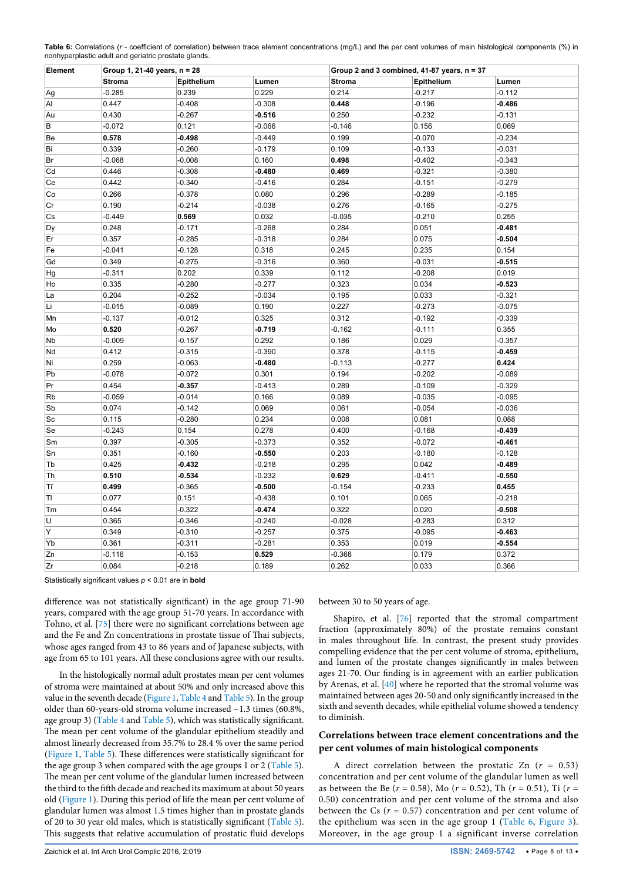**Table 6:** Correlations (*r* - coefficient of correlation) between trace element concentrations (mg/L) and the per cent volumes of main histological components (%) in nonhyperplastic adult and geriatric prostate glands.

| Element | Group 1, 21-40 years, n = 28 | | | Group 2 and 3 combined, 41-87 years, n = 37 | | |
|---|---|---|---|---|---|---|
| | Stroma | Epithelium | Lumen | Stroma | Epithelium | Lumen |
| Ag | -0.285 | 0.239 | 0.229 | 0.214 | -0.217 | -0.112 |
| Al | 0.447 | -0.408 | -0.308 | **0.448** | -0.196 | **-0.486** |
| Au | 0.430 | -0.267 | **-0.516** | 0.250 | -0.232 | -0.131 |
| B | -0.072 | 0.121 | -0.066 | -0.146 | 0.156 | 0.069 |
| Be | **0.578** | **-0.498** | -0.449 | 0.199 | -0.070 | -0.234 |
| Bi | 0.339 | -0.260 | -0.179 | 0.109 | -0.133 | -0.031 |
| Br | -0.068 | -0.008 | 0.160 | **0.498** | -0.402 | -0.343 |
| Cd | 0.446 | -0.308 | **-0.480** | **0.469** | -0.321 | -0.380 |
| Ce | 0.442 | -0.340 | -0.416 | 0.284 | -0.151 | -0.279 |
| Co | 0.266 | -0.378 | 0.080 | 0.296 | -0.289 | -0.185 |
| Cr | 0.190 | -0.214 | -0.038 | 0.276 | -0.165 | -0.275 |
| Cs | -0.449 | **0.569** | 0.032 | -0.035 | -0.210 | 0.255 |
| Dy | 0.248 | -0.171 | -0.268 | 0.284 | 0.051 | **-0.481** |
| Er | 0.357 | -0.285 | -0.318 | 0.284 | 0.075 | **-0.504** |
| Fe | -0.041 | -0.128 | 0.318 | 0.245 | 0.235 | 0.154 |
| Gd | 0.349 | -0.275 | -0.316 | 0.360 | -0.031 | **-0.515** |
| Hg | -0.311 | 0.202 | 0.339 | 0.112 | -0.208 | 0.019 |
| Ho | 0.335 | -0.280 | -0.277 | 0.323 | 0.034 | **-0.523** |
| La | 0.204 | -0.252 | -0.034 | 0.195 | 0.033 | -0.321 |
| Li | -0.015 | -0.089 | 0.190 | 0.227 | -0.273 | -0.075 |
| Mn | -0.137 | -0.012 | 0.325 | 0.312 | -0.192 | -0.339 |
| Mo | **0.520** | -0.267 | **-0.719** | -0.162 | -0.111 | 0.355 |
| Nb | -0.009 | -0.157 | 0.292 | 0.186 | 0.029 | -0.357 |
| Nd | 0.412 | -0.315 | -0.390 | 0.378 | -0.115 | **-0.459** |
| Ni | 0.259 | -0.063 | **-0.480** | -0.113 | -0.277 | **0.424** |
| Pb | -0.078 | -0.072 | 0.301 | 0.194 | -0.202 | -0.089 |
| Pr | 0.454 | **-0.357** | -0.413 | 0.289 | -0.109 | -0.329 |
| Rb | -0.059 | -0.014 | 0.166 | 0.089 | -0.035 | -0.095 |
| Sb | 0.074 | -0.142 | 0.069 | 0.061 | -0.054 | -0.036 |
| Sc | 0.115 | -0.280 | 0.234 | 0.008 | 0.081 | 0.088 |
| Se | -0.243 | 0.154 | 0.278 | 0.400 | -0.168 | **-0.439** |
| Sm | 0.397 | -0.305 | -0.373 | 0.352 | -0.072 | **-0.461** |
| Sn | 0.351 | -0.160 | **-0.550** | 0.203 | -0.180 | -0.128 |
| Tb | 0.425 | **-0.432** | -0.218 | 0.295 | 0.042 | **-0.489** |
| Th | **0.510** | **-0.534** | -0.232 | **0.629** | -0.411 | **-0.550** |
| Ti | **0.499** | -0.365 | **-0.500** | -0.154 | -0.233 | **0.455** |
| Tl | 0.077 | 0.151 | -0.438 | 0.101 | 0.065 | -0.218 |
| Tm | 0.454 | -0.322 | **-0.474** | 0.322 | 0.020 | **-0.508** |
| U | 0.365 | -0.346 | -0.240 | -0.028 | -0.283 | 0.312 |
| Y | 0.349 | -0.310 | -0.257 | 0.375 | -0.095 | **-0.463** |
| Yb | 0.361 | -0.311 | -0.281 | 0.353 | 0.019 | **-0.554** |
| Zn | -0.116 | -0.153 | **0.529** | -0.368 | 0.179 | 0.372 |
| Zr | 0.084 | -0.218 | 0.189 | 0.262 | 0.033 | 0.366 |

Statistically significant values $p < 0.01$ are in **bold**

difference was not statistically significant) in the age group 71-90 years, compared with the age group 51-70 years. In accordance with Tohno, et al. [75] there were no significant correlations between age and the Fe and Zn concentrations in prostate tissue of Thai subjects, whose ages ranged from 43 to 86 years and of Japanese subjects, with age from 65 to 101 years. All these conclusions agree with our results.

In the histologically normal adult prostates mean per cent volumes of stroma were maintained at about 50% and only increased above this value in the seventh decade (Figure 1, Table 4 and Table 5). In the group older than 60-years-old stroma volume increased ~1.3 times (60.8%, age group 3) (Table 4 and Table 5), which was statistically significant. The mean per cent volume of the glandular epithelium steadily and almost linearly decreased from 35.7% to 28.4 % over the same period (Figure 1, Table 5). These differences were statistically significant for the age group 3 when compared with the age groups 1 or 2 (Table 5). The mean per cent volume of the glandular lumen increased between the third to the fifth decade and reached its maximum at about 50 years old (Figure 1). During this period of life the mean per cent volume of glandular lumen was almost 1.5 times higher than in prostate glands of 20 to 30 year old males, which is statistically significant (Table 5). This suggests that relative accumulation of prostatic fluid develops between 30 to 50 years of age.

Shapiro, et al. [76] reported that the stromal compartment fraction (approximately 80%) of the prostate remains constant in males throughout life. In contrast, the present study provides compelling evidence that the per cent volume of stroma, epithelium, and lumen of the prostate changes significantly in males between ages 21-70. Our finding is in agreement with an earlier publication by Arenas, et al. [40] where he reported that the stromal volume was maintained between ages 20-50 and only significantly increased in the sixth and seventh decades, while epithelial volume showed a tendency to diminish.

### Correlations between trace element concentrations and the per cent volumes of main histological components

A direct correlation between the prostatic Zn ($r$ = 0.53) concentration and per cent volume of the glandular lumen as well as between the Be ($r$ = 0.58), Mo ($r$ = 0.52), Th ($r$ = 0.51), Ti ($r$ = 0.50) concentration and per cent volume of the stroma and also between the Cs ($r$ = 0.57) concentration and per cent volume of the epithelium was seen in the age group 1 (Table 6, Figure 3). Moreover, in the age group 1 a significant inverse correlation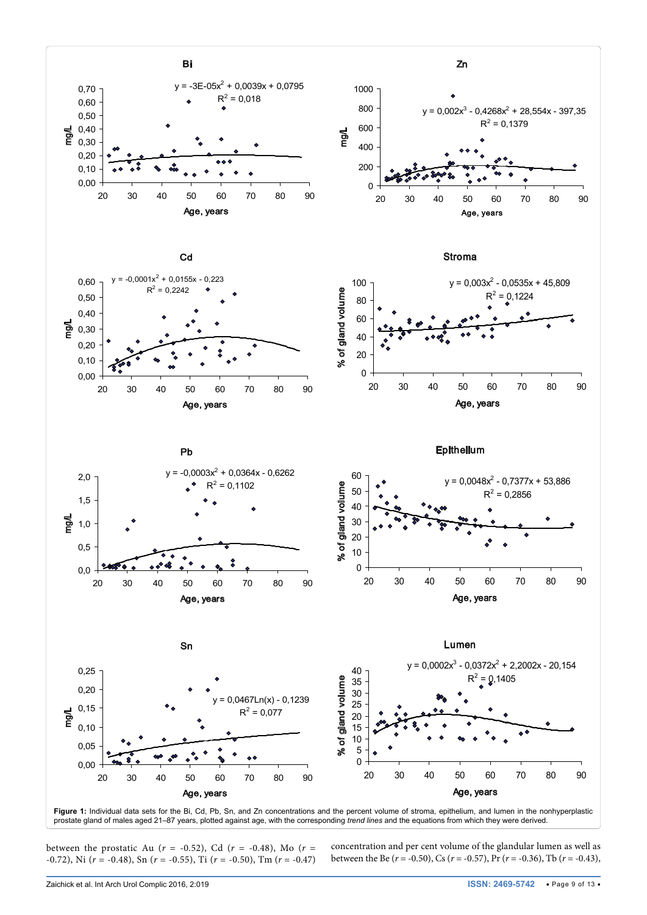**Figure 1:** Individual data sets for the Bi, Cd, Pb, Sn, and Zn concentrations and the percent volume of stroma, epithelium, and lumen in the nonhyperplastic prostate gland of males aged 21–87 years, plotted against age, with the corresponding *trend lines* and the equations from which they were derived.

between the prostatic Au ($r$ = -0.52), Cd ($r$ = -0.48), Mo ($r$ = -0.72), Ni ($r$ = -0.48), Sn ($r$ = -0.55), Ti ($r$ = -0.50), Tm ($r$ = -0.47) concentration and per cent volume of the glandular lumen as well as between the Be ($r$ = -0.50), Cs ($r$ = -0.57), Pr ($r$ = -0.36), Tb ($r$ = -0.43),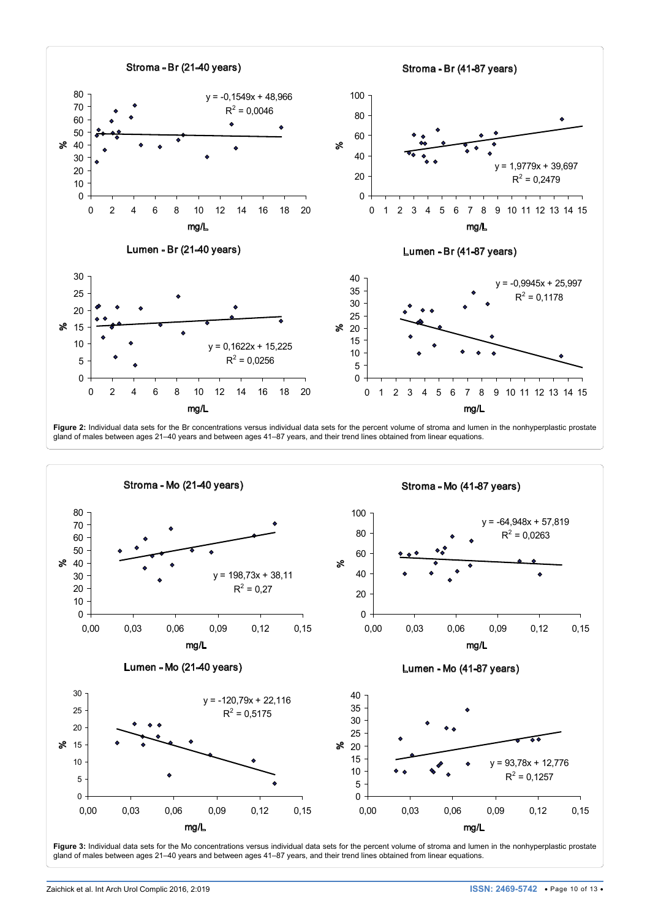**Figure 2:** Individual data sets for the Br concentrations versus individual data sets for the percent volume of stroma and lumen in the nonhyperplastic prostate gland of males between ages 21–40 years and between ages 41–87 years, and their trend lines obtained from linear equations.

**Figure 3:** Individual data sets for the Mo concentrations versus individual data sets for the percent volume of stroma and lumen in the nonhyperplastic prostate gland of males between ages 21–40 years and between ages 41–87 years, and their trend lines obtained from linear equations.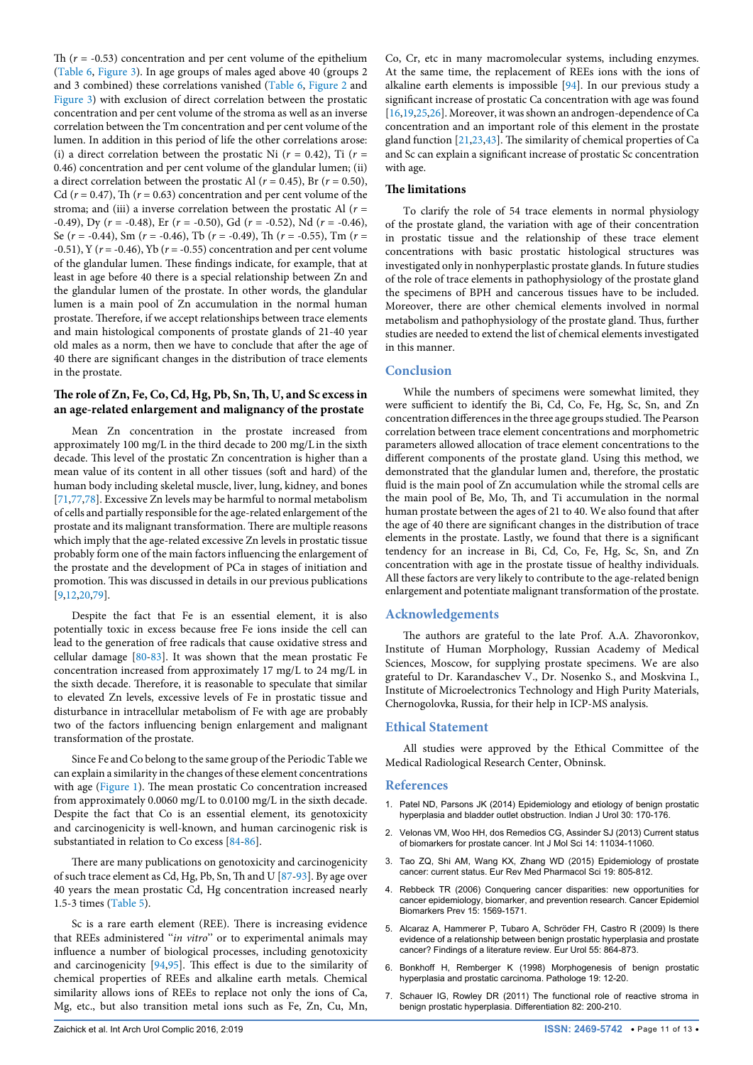Th ($r$ = -0.53) concentration and per cent volume of the epithelium (Table 6, Figure 3). In age groups of males aged above 40 (groups 2 and 3 combined) these correlations vanished (Table 6, Figure 2 and Figure 3) with exclusion of direct correlation between the prostatic concentration and per cent volume of the stroma as well as an inverse correlation between the Tm concentration and per cent volume of the lumen. In addition in this period of life the other correlations arose: (i) a direct correlation between the prostatic Ni ($r$ = 0.42), Ti ($r$ = 0.46) concentration and per cent volume of the glandular lumen; (ii) a direct correlation between the prostatic Al ($r$ = 0.45), Br ($r$ = 0.50), Cd ($r$ = 0.47), Th ($r$ = 0.63) concentration and per cent volume of the stroma; and (iii) a inverse correlation between the prostatic Al ($r$ = -0.49), Dy ($r$ = -0.48), Er ($r$ = -0.50), Gd ($r$ = -0.52), Nd ($r$ = -0.46), Se ($r$ = -0.44), Sm ($r$ = -0.46), Tb ($r$ = -0.49), Th ($r$ = -0.55), Tm ($r$ = -0.51), Y ($r$ = -0.46), Yb ($r$ = -0.55) concentration and per cent volume of the glandular lumen. These findings indicate, for example, that at least in age before 40 there is a special relationship between Zn and the glandular lumen of the prostate. In other words, the glandular lumen is a main pool of Zn accumulation in the normal human prostate. Therefore, if we accept relationships between trace elements and main histological components of prostate glands of 21-40 year old males as a norm, then we have to conclude that after the age of 40 there are significant changes in the distribution of trace elements in the prostate.

### The role of Zn, Fe, Co, Cd, Hg, Pb, Sn, Th, U, and Sc excess in an age-related enlargement and malignancy of the prostate

Mean Zn concentration in the prostate increased from approximately 100 mg/L in the third decade to 200 mg/L in the sixth decade. This level of the prostatic Zn concentration is higher than a mean value of its content in all other tissues (soft and hard) of the human body including skeletal muscle, liver, lung, kidney, and bones [71,77,78]. Excessive Zn levels may be harmful to normal metabolism of cells and partially responsible for the age-related enlargement of the prostate and its malignant transformation. There are multiple reasons which imply that the age-related excessive Zn levels in prostatic tissue probably form one of the main factors influencing the enlargement of the prostate and the development of PCa in stages of initiation and promotion. This was discussed in details in our previous publications [9,12,20,79].

Despite the fact that Fe is an essential element, it is also potentially toxic in excess because free Fe ions inside the cell can lead to the generation of free radicals that cause oxidative stress and cellular damage [80-83]. It was shown that the mean prostatic Fe concentration increased from approximately 17 mg/L to 24 mg/L in the sixth decade. Therefore, it is reasonable to speculate that similar to elevated Zn levels, excessive levels of Fe in prostatic tissue and disturbance in intracellular metabolism of Fe with age are probably two of the factors influencing benign enlargement and malignant transformation of the prostate.

Since Fe and Co belong to the same group of the Periodic Table we can explain a similarity in the changes of these element concentrations with age (Figure 1). The mean prostatic Co concentration increased from approximately 0.0060 mg/L to 0.0100 mg/L in the sixth decade. Despite the fact that Co is an essential element, its genotoxicity and carcinogenicity is well-known, and human carcinogenic risk is substantiated in relation to Co excess [84-86].

There are many publications on genotoxicity and carcinogenicity of such trace element as Cd, Hg, Pb, Sn, Th and U [87-93]. By age over 40 years the mean prostatic Cd, Hg concentration increased nearly 1.5-3 times (Table 5).

Sc is a rare earth element (REE). There is increasing evidence that REEs administered "*in vitro*" or to experimental animals may influence a number of biological processes, including genotoxicity and carcinogenicity [94,95]. This effect is due to the similarity of chemical properties of REEs and alkaline earth metals. Chemical similarity allows ions of REEs to replace not only the ions of Ca, Mg, etc., but also transition metal ions such as Fe, Zn, Cu, Mn, Co, Cr, etc in many macromolecular systems, including enzymes. At the same time, the replacement of REEs ions with the ions of alkaline earth elements is impossible [94]. In our previous study a significant increase of prostatic Ca concentration with age was found [16,19,25,26]. Moreover, it was shown an androgen-dependence of Ca concentration and an important role of this element in the prostate gland function [21,23,43]. The similarity of chemical properties of Ca and Sc can explain a significant increase of prostatic Sc concentration with age.

### The limitations

To clarify the role of 54 trace elements in normal physiology of the prostate gland, the variation with age of their concentration in prostatic tissue and the relationship of these trace element concentrations with basic prostatic histological structures was investigated only in nonhyperplastic prostate glands. In future studies of the role of trace elements in pathophysiology of the prostate gland the specimens of BPH and cancerous tissues have to be included. Moreover, there are other chemical elements involved in normal metabolism and pathophysiology of the prostate gland. Thus, further studies are needed to extend the list of chemical elements investigated in this manner.

## Conclusion

While the numbers of specimens were somewhat limited, they were sufficient to identify the Bi, Cd, Co, Fe, Hg, Sc, Sn, and Zn concentration differences in the three age groups studied. The Pearson correlation between trace element concentrations and morphometric parameters allowed allocation of trace element concentrations to the different components of the prostate gland. Using this method, we demonstrated that the glandular lumen and, therefore, the prostatic fluid is the main pool of Zn accumulation while the stromal cells are the main pool of Be, Mo, Th, and Ti accumulation in the normal human prostate between the ages of 21 to 40. We also found that after the age of 40 there are significant changes in the distribution of trace elements in the prostate. Lastly, we found that there is a significant tendency for an increase in Bi, Cd, Co, Fe, Hg, Sc, Sn, and Zn concentration with age in the prostate tissue of healthy individuals. All these factors are very likely to contribute to the age-related benign enlargement and potentiate malignant transformation of the prostate.

## Acknowledgements

The authors are grateful to the late Prof. A.A. Zhavoronkov, Institute of Human Morphology, Russian Academy of Medical Sciences, Moscow, for supplying prostate specimens. We are also grateful to Dr. Karandaschev V., Dr. Nosenko S., and Moskvina I., Institute of Microelectronics Technology and High Purity Materials, Chernogolovka, Russia, for their help in ICP-MS analysis.

## Ethical Statement

All studies were approved by the Ethical Committee of the Medical Radiological Research Center, Obninsk.

## References

1. Patel ND, Parsons JK (2014) Epidemiology and etiology of benign prostatic hyperplasia and bladder outlet obstruction. Indian J Urol 30: 170-176.
2. Velonas VM, Woo HH, dos Remedios CG, Assinder SJ (2013) Current status of biomarkers for prostate cancer. Int J Mol Sci 14: 11034-11060.
3. Tao ZQ, Shi AM, Wang KX, Zhang WD (2015) Epidemiology of prostate cancer: current status. Eur Rev Med Pharmacol Sci 19: 805-812.
4. Rebbeck TR (2006) Conquering cancer disparities: new opportunities for cancer epidemiology, biomarker, and prevention research. Cancer Epidemiol Biomarkers Prev 15: 1569-1571.
5. Alcaraz A, Hammerer P, Tubaro A, Schröder FH, Castro R (2009) Is there evidence of a relationship between benign prostatic hyperplasia and prostate cancer? Findings of a literature review. Eur Urol 55: 864-873.
6. Bonkhoff H, Remberger K (1998) Morphogenesis of benign prostatic hyperplasia and prostatic carcinoma. Pathologe 19: 12-20.
7. Schauer IG, Rowley DR (2011) The functional role of reactive stroma in benign prostatic hyperplasia. Differentiation 82: 200-210.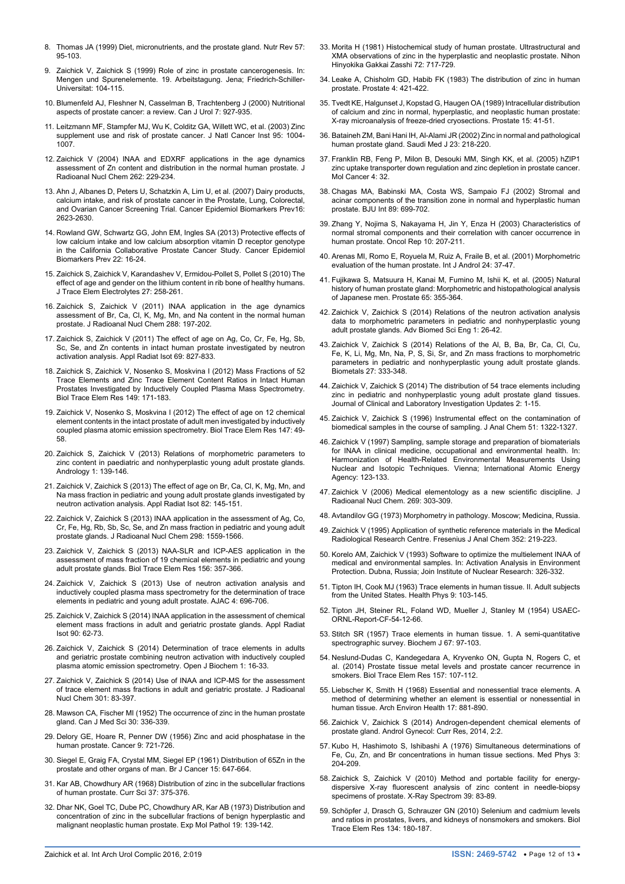8. Thomas JA (1999) Diet, micronutrients, and the prostate gland. Nutr Rev 57: 95-103.

9. Zaichick V, Zaichick S (1999) Role of zinc in prostate cancerogenesis. In: Mengen und Spurenelemente. 19. Arbeitstagung. Jena; Friedrich-Schiller-Universitat: 104-115.

10. Blumenfeld AJ, Fleshner N, Casselman B, Trachtenberg J (2000) Nutritional aspects of prostate cancer: a review. Can J Urol 7: 927-935.

11. Leitzmann MF, Stampfer MJ, Wu K, Colditz GA, Willett WC, et al. (2003) Zinc supplement use and risk of prostate cancer. J Natl Cancer Inst 95: 1004-1007.

12. Zaichick V (2004) INAA and EDXRF applications in the age dynamics assessment of Zn content and distribution in the normal human prostate. J Radioanal Nucl Chem 262: 229-234.

13. Ahn J, Albanes D, Peters U, Schatzkin A, Lim U, et al. (2007) Dairy products, calcium intake, and risk of prostate cancer in the Prostate, Lung, Colorectal, and Ovarian Cancer Screening Trial. Cancer Epidemiol Biomarkers Prev16: 2623-2630.

14. Rowland GW, Schwartz GG, John EM, Ingles SA (2013) Protective effects of low calcium intake and low calcium absorption vitamin D receptor genotype in the California Collaborative Prostate Cancer Study. Cancer Epidemiol Biomarkers Prev 22: 16-24.

15. Zaichick S, Zaichick V, Karandashev V, Ermidou-Pollet S, Pollet S (2010) The effect of age and gender on the lithium content in rib bone of healthy humans. J Trace Elem Electrolytes 27: 258-261.

16. Zaichick S, Zaichick V (2011) INAA application in the age dynamics assessment of Br, Ca, Cl, K, Mg, Mn, and Na content in the normal human prostate. J Radioanal Nucl Chem 288: 197-202.

17. Zaichick S, Zaichick V (2011) The effect of age on Ag, Co, Cr, Fe, Hg, Sb, Sc, Se, and Zn contents in intact human prostate investigated by neutron activation analysis. Appl Radiat Isot 69: 827-833.

18. Zaichick S, Zaichick V, Nosenko S, Moskvina I (2012) Mass Fractions of 52 Trace Elements and Zinc Trace Element Content Ratios in Intact Human Prostates Investigated by Inductively Coupled Plasma Mass Spectrometry. Biol Trace Elem Res 149: 171-183.

19. Zaichick V, Nosenko S, Moskvina I (2012) The effect of age on 12 chemical element contents in the intact prostate of adult men investigated by inductively coupled plasma atomic emission spectrometry. Biol Trace Elem Res 147: 49-58.

20. Zaichick S, Zaichick V (2013) Relations of morphometric parameters to zinc content in paediatric and nonhyperplastic young adult prostate glands. Andrology 1: 139-146.

21. Zaichick V, Zaichick S (2013) The effect of age on Br, Ca, Cl, K, Mg, Mn, and Na mass fraction in pediatric and young adult prostate glands investigated by neutron activation analysis. Appl Radiat Isot 82: 145-151.

22. Zaichick V, Zaichick S (2013) INAA application in the assessment of Ag, Co, Cr, Fe, Hg, Rb, Sb, Sc, Se, and Zn mass fraction in pediatric and young adult prostate glands. J Radioanal Nucl Chem 298: 1559-1566.

23. Zaichick V, Zaichick S (2013) NAA-SLR and ICP-AES application in the assessment of mass fraction of 19 chemical elements in pediatric and young adult prostate glands. Biol Trace Elem Res 156: 357-366.

24. Zaichick V, Zaichick S (2013) Use of neutron activation analysis and inductively coupled plasma mass spectrometry for the determination of trace elements in pediatric and young adult prostate. AJAC 4: 696-706.

25. Zaichick V, Zaichick S (2014) INAA application in the assessment of chemical element mass fractions in adult and geriatric prostate glands. Appl Radiat Isot 90: 62-73.

26. Zaichick V, Zaichick S (2014) Determination of trace elements in adults and geriatric prostate combining neutron activation with inductively coupled plasma atomic emission spectrometry. Open J Biochem 1: 16-33.

27. Zaichick V, Zaichick S (2014) Use of INAA and ICP-MS for the assessment of trace element mass fractions in adult and geriatric prostate. J Radioanal Nucl Chem 301: 83-397.

28. Mawson CA, Fischer MI (1952) The occurrence of zinc in the human prostate gland. Can J Med Sci 30: 336-339.

29. Delory GE, Hoare R, Penner DW (1956) Zinc and acid phosphatase in the human prostate. Cancer 9: 721-726.

30. Siegel E, Graig FA, Crystal MM, Siegel EP (1961) Distribution of 65Zn in the prostate and other organs of man. Br J Cancer 15: 647-664.

31. Kar AB, Chowdhury AR (1968) Distribution of zinc in the subcellular fractions of human prostate. Curr Sci 37: 375-376.

32. Dhar NK, Goel TC, Dube PC, Chowdhury AR, Kar AB (1973) Distribution and concentration of zinc in the subcellular fractions of benign hyperplastic and malignant neoplastic human prostate. Exp Mol Pathol 19: 139-142.

33. Morita H (1981) Histochemical study of human prostate. Ultrastructural and XMA observations of zinc in the hyperplastic and neoplastic prostate. Nihon Hinyokika Gakkai Zasshi 72: 717-729.

34. Leake A, Chisholm GD, Habib FK (1983) The distribution of zinc in human prostate. Prostate 4: 421-422.

35. Tvedt KE, Halgunset J, Kopstad G, Haugen OA (1989) Intracellular distribution of calcium and zinc in normal, hyperplastic, and neoplastic human prostate: X-ray microanalysis of freeze-dried cryosections. Prostate 15: 41-51.

36. Bataineh ZM, Bani Hani IH, Al-Alami JR (2002) Zinc in normal and pathological human prostate gland. Saudi Med J 23: 218-220.

37. Franklin RB, Feng P, Milon B, Desouki MM, Singh KK, et al. (2005) hZIP1 zinc uptake transporter down regulation and zinc depletion in prostate cancer. Mol Cancer 4: 32.

38. Chagas MA, Babinski MA, Costa WS, Sampaio FJ (2002) Stromal and acinar components of the transition zone in normal and hyperplastic human prostate. BJU Int 89: 699-702.

39. Zhang Y, Nojima S, Nakayama H, Jin Y, Enza H (2003) Characteristics of normal stromal components and their correlation with cancer occurrence in human prostate. Oncol Rep 10: 207-211.

40. Arenas MI, Romo E, Royuela M, Ruiz A, Fraile B, et al. (2001) Morphometric evaluation of the human prostate. Int J Androl 24: 37-47.

41. Fujikawa S, Matsuura H, Kanai M, Fumino M, Ishii K, et al. (2005) Natural history of human prostate gland: Morphometric and histopathological analysis of Japanese men. Prostate 65: 355-364.

42. Zaichick V, Zaichick S (2014) Relations of the neutron activation analysis data to morphometric parameters in pediatric and nonhyperplastic young adult prostate glands. Adv Biomed Sci Eng 1: 26-42.

43. Zaichick V, Zaichick S (2014) Relations of the Al, B, Ba, Br, Ca, Cl, Cu, Fe, K, Li, Mg, Mn, Na, P, S, Si, Sr, and Zn mass fractions to morphometric parameters in pediatric and nonhyperplastic young adult prostate glands. Biometals 27: 333-348.

44. Zaichick V, Zaichick S (2014) The distribution of 54 trace elements including zinc in pediatric and nonhyperplastic young adult prostate gland tissues. Journal of Clinical and Laboratory Investigation Updates 2: 1-15.

45. Zaichick V, Zaichick S (1996) Instrumental effect on the contamination of biomedical samples in the course of sampling. J Anal Chem 51: 1322-1327.

46. Zaichick V (1997) Sampling, sample storage and preparation of biomaterials for INAA in clinical medicine, occupational and environmental health. In: Harmonization of Health-Related Environmental Measurements Using Nuclear and Isotopic Techniques. Vienna; International Atomic Energy Agency: 123-133.

47. Zaichick V (2006) Medical elementology as a new scientific discipline. J Radioanal Nucl Chem. 269: 303-309.

48. Avtandilov GG (1973) Morphometry in pathology. Moscow; Medicina, Russia.

49. Zaichick V (1995) Application of synthetic reference materials in the Medical Radiological Research Centre. Fresenius J Anal Chem 352: 219-223.

50. Korelo AM, Zaichick V (1993) Software to optimize the multielement INAA of medical and environmental samples. In: Activation Analysis in Environment Protection. Dubna, Russia; Join Institute of Nuclear Research: 326-332.

51. Tipton IH, Cook MJ (1963) Trace elements in human tissue. II. Adult subjects from the United States. Health Phys 9: 103-145.

52. Tipton JH, Steiner RL, Foland WD, Mueller J, Stanley M (1954) USAEC-ORNL-Report-CF-54-12-66.

53. Stitch SR (1957) Trace elements in human tissue. 1. A semi-quantitative spectrographic survey. Biochem J 67: 97-103.

54. Neslund-Dudas C, Kandegedara A, Kryvenko ON, Gupta N, Rogers C, et al. (2014) Prostate tissue metal levels and prostate cancer recurrence in smokers. Biol Trace Elem Res 157: 107-112.

55. Liebscher K, Smith H (1968) Essential and nonessential trace elements. A method of determining whether an element is essential or nonessential in human tissue. Arch Environ Health 17: 881-890.

56. Zaichick V, Zaichick S (2014) Androgen-dependent chemical elements of prostate gland. Androl Gynecol: Curr Res, 2014, 2:2.

57. Kubo H, Hashimoto S, Ishibashi A (1976) Simultaneous determinations of Fe, Cu, Zn, and Br concentrations in human tissue sections. Med Phys 3: 204-209.

58. Zaichick S, Zaichick V (2010) Method and portable facility for energy-dispersive X-ray fluorescent analysis of zinc content in needle-biopsy specimens of prostate. X-Ray Spectrom 39: 83-89.

59. Schöpfer J, Drasch G, Schrauzer GN (2010) Selenium and cadmium levels and ratios in prostates, livers, and kidneys of nonsmokers and smokers. Biol Trace Elem Res 134: 180-187.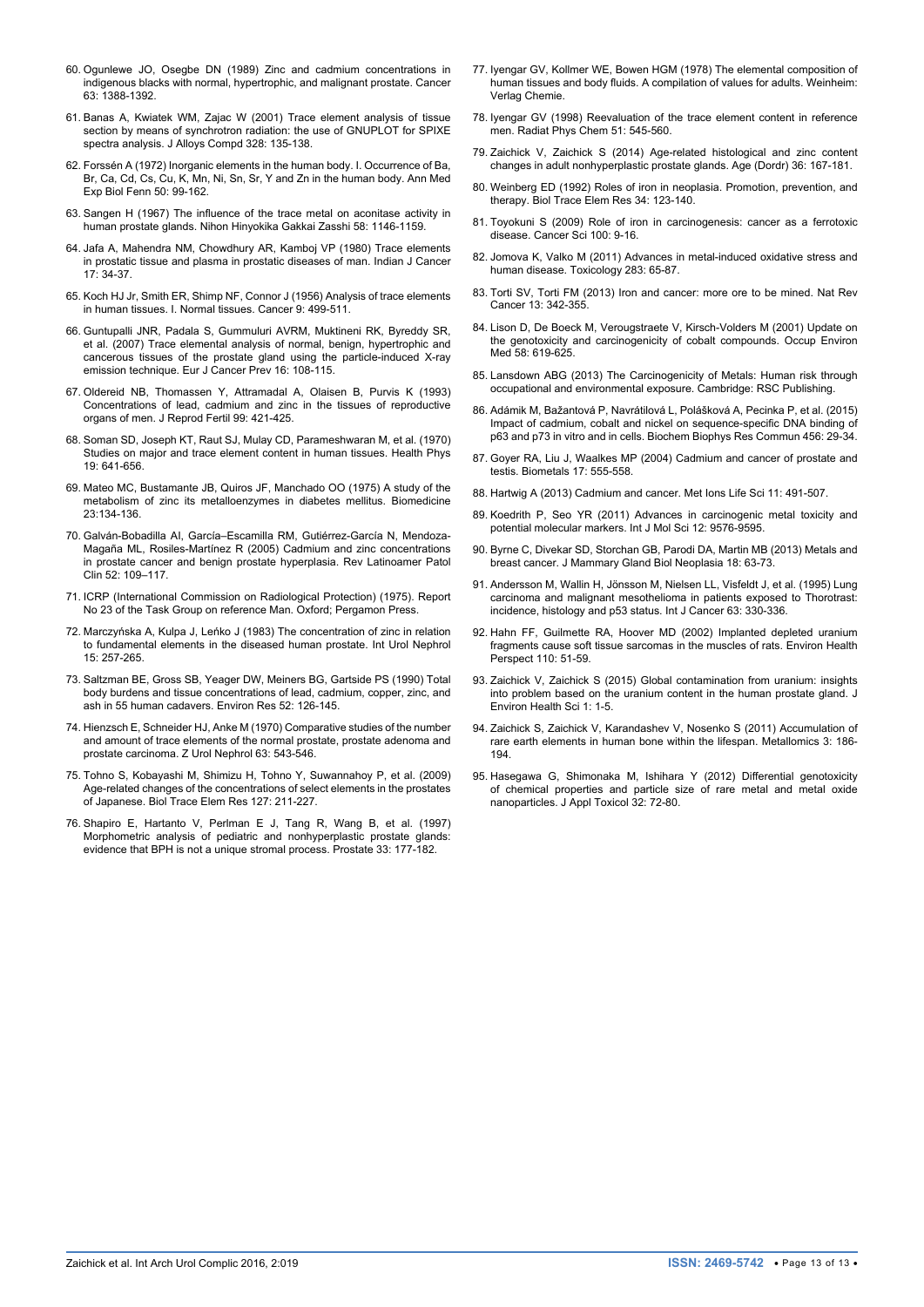60. Ogunlewe JO, Osegbe DN (1989) Zinc and cadmium concentrations in indigenous blacks with normal, hypertrophic, and malignant prostate. Cancer 63: 1388-1392.

61. Banas A, Kwiatek WM, Zajac W (2001) Trace element analysis of tissue section by means of synchrotron radiation: the use of GNUPLOT for SPIXE spectra analysis. J Alloys Compd 328: 135-138.

62. Forssén A (1972) Inorganic elements in the human body. I. Occurrence of Ba, Br, Ca, Cd, Cs, Cu, K, Mn, Ni, Sn, Sr, Y and Zn in the human body. Ann Med Exp Biol Fenn 50: 99-162.

63. Sangen H (1967) The influence of the trace metal on aconitase activity in human prostate glands. Nihon Hinyokika Gakkai Zasshi 58: 1146-1159.

64. Jafa A, Mahendra NM, Chowdhury AR, Kamboj VP (1980) Trace elements in prostatic tissue and plasma in prostatic diseases of man. Indian J Cancer 17: 34-37.

65. Koch HJ Jr, Smith ER, Shimp NF, Connor J (1956) Analysis of trace elements in human tissues. I. Normal tissues. Cancer 9: 499-511.

66. Guntupalli JNR, Padala S, Gummuluri AVRM, Muktineni RK, Byreddy SR, et al. (2007) Trace elemental analysis of normal, benign, hypertrophic and cancerous tissues of the prostate gland using the particle-induced X-ray emission technique. Eur J Cancer Prev 16: 108-115.

67. Oldereid NB, Thomassen Y, Attramadal A, Olaisen B, Purvis K (1993) Concentrations of lead, cadmium and zinc in the tissues of reproductive organs of men. J Reprod Fertil 99: 421-425.

68. Soman SD, Joseph KT, Raut SJ, Mulay CD, Parameshwaran M, et al. (1970) Studies on major and trace element content in human tissues. Health Phys 19: 641-656.

69. Mateo MC, Bustamante JB, Quiros JF, Manchado OO (1975) A study of the metabolism of zinc its metalloenzymes in diabetes mellitus. Biomedicine 23:134-136.

70. Galván-Bobadilla AI, García–Escamilla RM, Gutiérrez-García N, Mendoza-Magaña ML, Rosiles-Martínez R (2005) Cadmium and zinc concentrations in prostate cancer and benign prostate hyperplasia. Rev Latinoamer Patol Clin 52: 109–117.

71. ICRP (International Commission on Radiological Protection) (1975). Report No 23 of the Task Group on reference Man. Oxford; Pergamon Press.

72. Marczyńska A, Kulpa J, Leńko J (1983) The concentration of zinc in relation to fundamental elements in the diseased human prostate. Int Urol Nephrol 15: 257-265.

73. Saltzman BE, Gross SB, Yeager DW, Meiners BG, Gartside PS (1990) Total body burdens and tissue concentrations of lead, cadmium, copper, zinc, and ash in 55 human cadavers. Environ Res 52: 126-145.

74. Hienzsch E, Schneider HJ, Anke M (1970) Comparative studies of the number and amount of trace elements of the normal prostate, prostate adenoma and prostate carcinoma. Z Urol Nephrol 63: 543-546.

75. Tohno S, Kobayashi M, Shimizu H, Tohno Y, Suwannahoy P, et al. (2009) Age-related changes of the concentrations of select elements in the prostates of Japanese. Biol Trace Elem Res 127: 211-227.

76. Shapiro E, Hartanto V, Perlman E J, Tang R, Wang B, et al. (1997) Morphometric analysis of pediatric and nonhyperplastic prostate glands: evidence that BPH is not a unique stromal process. Prostate 33: 177-182.

77. Iyengar GV, Kollmer WE, Bowen HGM (1978) The elemental composition of human tissues and body fluids. A compilation of values for adults. Weinheim: Verlag Chemie.

78. Iyengar GV (1998) Reevaluation of the trace element content in reference men. Radiat Phys Chem 51: 545-560.

79. Zaichick V, Zaichick S (2014) Age-related histological and zinc content changes in adult nonhyperplastic prostate glands. Age (Dordr) 36: 167-181.

80. Weinberg ED (1992) Roles of iron in neoplasia. Promotion, prevention, and therapy. Biol Trace Elem Res 34: 123-140.

81. Toyokuni S (2009) Role of iron in carcinogenesis: cancer as a ferrotoxic disease. Cancer Sci 100: 9-16.

82. Jomova K, Valko M (2011) Advances in metal-induced oxidative stress and human disease. Toxicology 283: 65-87.

83. Torti SV, Torti FM (2013) Iron and cancer: more ore to be mined. Nat Rev Cancer 13: 342-355.

84. Lison D, De Boeck M, Verougstraete V, Kirsch-Volders M (2001) Update on the genotoxicity and carcinogenicity of cobalt compounds. Occup Environ Med 58: 619-625.

85. Lansdown ABG (2013) The Carcinogenicity of Metals: Human risk through occupational and environmental exposure. Cambridge: RSC Publishing.

86. Adámik M, Bažantová P, Navrátilová L, Polášková A, Pecinka P, et al. (2015) Impact of cadmium, cobalt and nickel on sequence-specific DNA binding of p63 and p73 in vitro and in cells. Biochem Biophys Res Commun 456: 29-34.

87. Goyer RA, Liu J, Waalkes MP (2004) Cadmium and cancer of prostate and testis. Biometals 17: 555-558.

88. Hartwig A (2013) Cadmium and cancer. Met Ions Life Sci 11: 491-507.

89. Koedrith P, Seo YR (2011) Advances in carcinogenic metal toxicity and potential molecular markers. Int J Mol Sci 12: 9576-9595.

90. Byrne C, Divekar SD, Storchan GB, Parodi DA, Martin MB (2013) Metals and breast cancer. J Mammary Gland Biol Neoplasia 18: 63-73.

91. Andersson M, Wallin H, Jönsson M, Nielsen LL, Visfeldt J, et al. (1995) Lung carcinoma and malignant mesothelioma in patients exposed to Thorotrast: incidence, histology and p53 status. Int J Cancer 63: 330-336.

92. Hahn FF, Guilmette RA, Hoover MD (2002) Implanted depleted uranium fragments cause soft tissue sarcomas in the muscles of rats. Environ Health Perspect 110: 51-59.

93. Zaichick V, Zaichick S (2015) Global contamination from uranium: insights into problem based on the uranium content in the human prostate gland. J Environ Health Sci 1: 1-5.

94. Zaichick S, Zaichick V, Karandashev V, Nosenko S (2011) Accumulation of rare earth elements in human bone within the lifespan. Metallomics 3: 186-194.

95. Hasegawa G, Shimonaka M, Ishihara Y (2012) Differential genotoxicity of chemical properties and particle size of rare metal and metal oxide nanoparticles. J Appl Toxicol 32: 72-80.